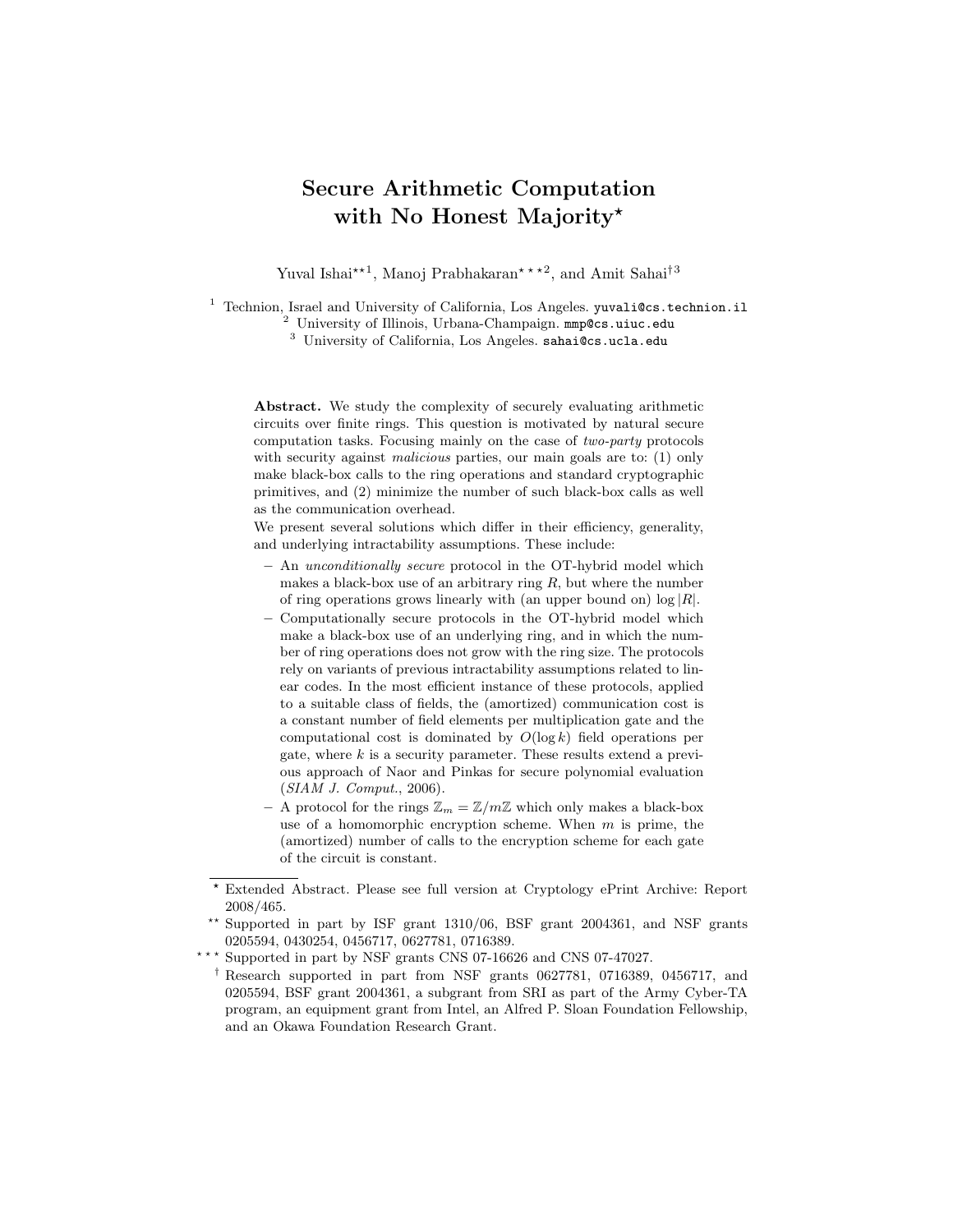# Secure Arithmetic Computation with No Honest Majority*

Yuval Ishai**[1], Manoj Prabhakaran***[2], and Amit Sahai†[3]

[1] Technion, Israel and University of California, Los Angeles. yuvali@cs.technion.il
[2] University of Illinois, Urbana-Champaign. mmp@cs.uiuc.edu
[3] University of California, Los Angeles. sahai@cs.ucla.edu

**Abstract.** We study the complexity of securely evaluating arithmetic circuits over finite rings. This question is motivated by natural secure computation tasks. Focusing mainly on the case of *two-party* protocols with security against *malicious* parties, our main goals are to: (1) only make black-box calls to the ring operations and standard cryptographic primitives, and (2) minimize the number of such black-box calls as well as the communication overhead.

We present several solutions which differ in their efficiency, generality, and underlying intractability assumptions. These include:

- An *unconditionally secure* protocol in the OT-hybrid model which makes a black-box use of an arbitrary ring $R$, but where the number of ring operations grows linearly with (an upper bound on) $\log |R|$.
- Computationally secure protocols in the OT-hybrid model which make a black-box use of an underlying ring, and in which the number of ring operations does not grow with the ring size. The protocols rely on variants of previous intractability assumptions related to linear codes. In the most efficient instance of these protocols, applied to a suitable class of fields, the (amortized) communication cost is a constant number of field elements per multiplication gate and the computational cost is dominated by $O(\log k)$ field operations per gate, where $k$ is a security parameter. These results extend a previous approach of Naor and Pinkas for secure polynomial evaluation (*SIAM J. Comput.*, 2006).
- A protocol for the rings $\mathbb{Z}_m = \mathbb{Z}/m\mathbb{Z}$ which only makes a black-box use of a homomorphic encryption scheme. When $m$ is prime, the (amortized) number of calls to the encryption scheme for each gate of the circuit is constant.

---

* Extended Abstract. Please see full version at Cryptology ePrint Archive: Report 2008/465.

** Supported in part by ISF grant 1310/06, BSF grant 2004361, and NSF grants 0205594, 0430254, 0456717, 0627781, 0716389.

*** Supported in part by NSF grants CNS 07-16626 and CNS 07-47027.

† Research supported in part from NSF grants 0627781, 0716389, 0456717, and 0205594, BSF grant 2004361, a subgrant from SRI as part of the Army Cyber-TA program, an equipment grant from Intel, an Alfred P. Sloan Foundation Fellowship, and an Okawa Foundation Research Grant.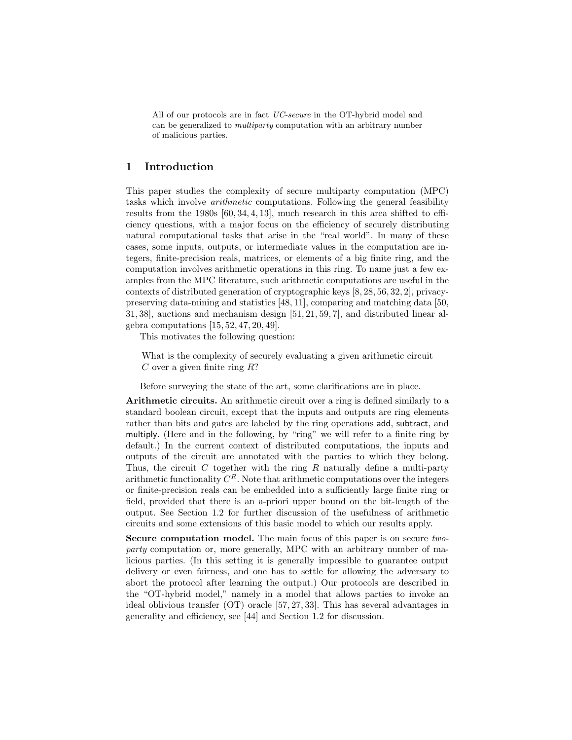All of our protocols are in fact *UC-secure* in the OT-hybrid model and can be generalized to *multiparty* computation with an arbitrary number of malicious parties.

## 1 Introduction

This paper studies the complexity of secure multiparty computation (MPC) tasks which involve *arithmetic* computations. Following the general feasibility results from the 1980s [60, 34, 4, 13], much research in this area shifted to efficiency questions, with a major focus on the efficiency of securely distributing natural computational tasks that arise in the "real world". In many of these cases, some inputs, outputs, or intermediate values in the computation are integers, finite-precision reals, matrices, or elements of a big finite ring, and the computation involves arithmetic operations in this ring. To name just a few examples from the MPC literature, such arithmetic computations are useful in the contexts of distributed generation of cryptographic keys [8, 28, 56, 32, 2], privacy-preserving data-mining and statistics [48, 11], comparing and matching data [50, 31, 38], auctions and mechanism design [51, 21, 59, 7], and distributed linear algebra computations [15, 52, 47, 20, 49].

This motivates the following question:

> What is the complexity of securely evaluating a given arithmetic circuit $C$ over a given finite ring $R$?

Before surveying the state of the art, some clarifications are in place.

**Arithmetic circuits.** An arithmetic circuit over a ring is defined similarly to a standard boolean circuit, except that the inputs and outputs are ring elements rather than bits and gates are labeled by the ring operations add, subtract, and multiply. (Here and in the following, by "ring" we will refer to a finite ring by default.) In the current context of distributed computations, the inputs and outputs of the circuit are annotated with the parties to which they belong. Thus, the circuit $C$ together with the ring $R$ naturally define a multi-party arithmetic functionality $C^R$. Note that arithmetic computations over the integers or finite-precision reals can be embedded into a sufficiently large finite ring or field, provided that there is an a-priori upper bound on the bit-length of the output. See Section 1.2 for further discussion of the usefulness of arithmetic circuits and some extensions of this basic model to which our results apply.

**Secure computation model.** The main focus of this paper is on secure *two-party* computation or, more generally, MPC with an arbitrary number of malicious parties. (In this setting it is generally impossible to guarantee output delivery or even fairness, and one has to settle for allowing the adversary to abort the protocol after learning the output.) Our protocols are described in the "OT-hybrid model," namely in a model that allows parties to invoke an ideal oblivious transfer (OT) oracle [57, 27, 33]. This has several advantages in generality and efficiency, see [44] and Section 1.2 for discussion.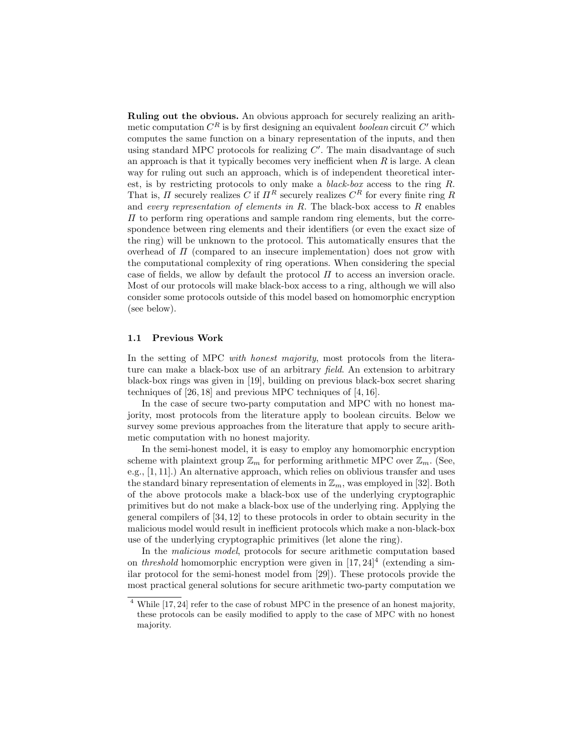**Ruling out the obvious.** An obvious approach for securely realizing an arithmetic computation $C^R$ is by first designing an equivalent *boolean* circuit $C'$ which computes the same function on a binary representation of the inputs, and then using standard MPC protocols for realizing $C'$. The main disadvantage of such an approach is that it typically becomes very inefficient when $R$ is large. A clean way for ruling out such an approach, which is of independent theoretical interest, is by restricting protocols to only make a *black-box* access to the ring $R$. That is, $\Pi$ securely realizes $C$ if $\Pi^R$ securely realizes $C^R$ for every finite ring $R$ and *every representation of elements in* $R$. The black-box access to $R$ enables $\Pi$ to perform ring operations and sample random ring elements, but the correspondence between ring elements and their identifiers (or even the exact size of the ring) will be unknown to the protocol. This automatically ensures that the overhead of $\Pi$ (compared to an insecure implementation) does not grow with the computational complexity of ring operations. When considering the special case of fields, we allow by default the protocol $\Pi$ to access an inversion oracle. Most of our protocols will make black-box access to a ring, although we will also consider some protocols outside of this model based on homomorphic encryption (see below).

### 1.1 Previous Work

In the setting of MPC *with honest majority*, most protocols from the literature can make a black-box use of an arbitrary *field*. An extension to arbitrary black-box rings was given in [19], building on previous black-box secret sharing techniques of [26, 18] and previous MPC techniques of [4, 16].

In the case of secure two-party computation and MPC with no honest majority, most protocols from the literature apply to boolean circuits. Below we survey some previous approaches from the literature that apply to secure arithmetic computation with no honest majority.

In the semi-honest model, it is easy to employ any homomorphic encryption scheme with plaintext group $\mathbb{Z}_m$ for performing arithmetic MPC over $\mathbb{Z}_m$. (See, e.g., [1, 11].) An alternative approach, which relies on oblivious transfer and uses the standard binary representation of elements in $\mathbb{Z}_m$, was employed in [32]. Both of the above protocols make a black-box use of the underlying cryptographic primitives but do not make a black-box use of the underlying ring. Applying the general compilers of [34, 12] to these protocols in order to obtain security in the malicious model would result in inefficient protocols which make a non-black-box use of the underlying cryptographic primitives (let alone the ring).

In the *malicious model*, protocols for secure arithmetic computation based on *threshold* homomorphic encryption were given in [17, 24][4] (extending a similar protocol for the semi-honest model from [29]). These protocols provide the most practical general solutions for secure arithmetic two-party computation we

[4] While [17, 24] refer to the case of robust MPC in the presence of an honest majority, these protocols can be easily modified to apply to the case of MPC with no honest majority.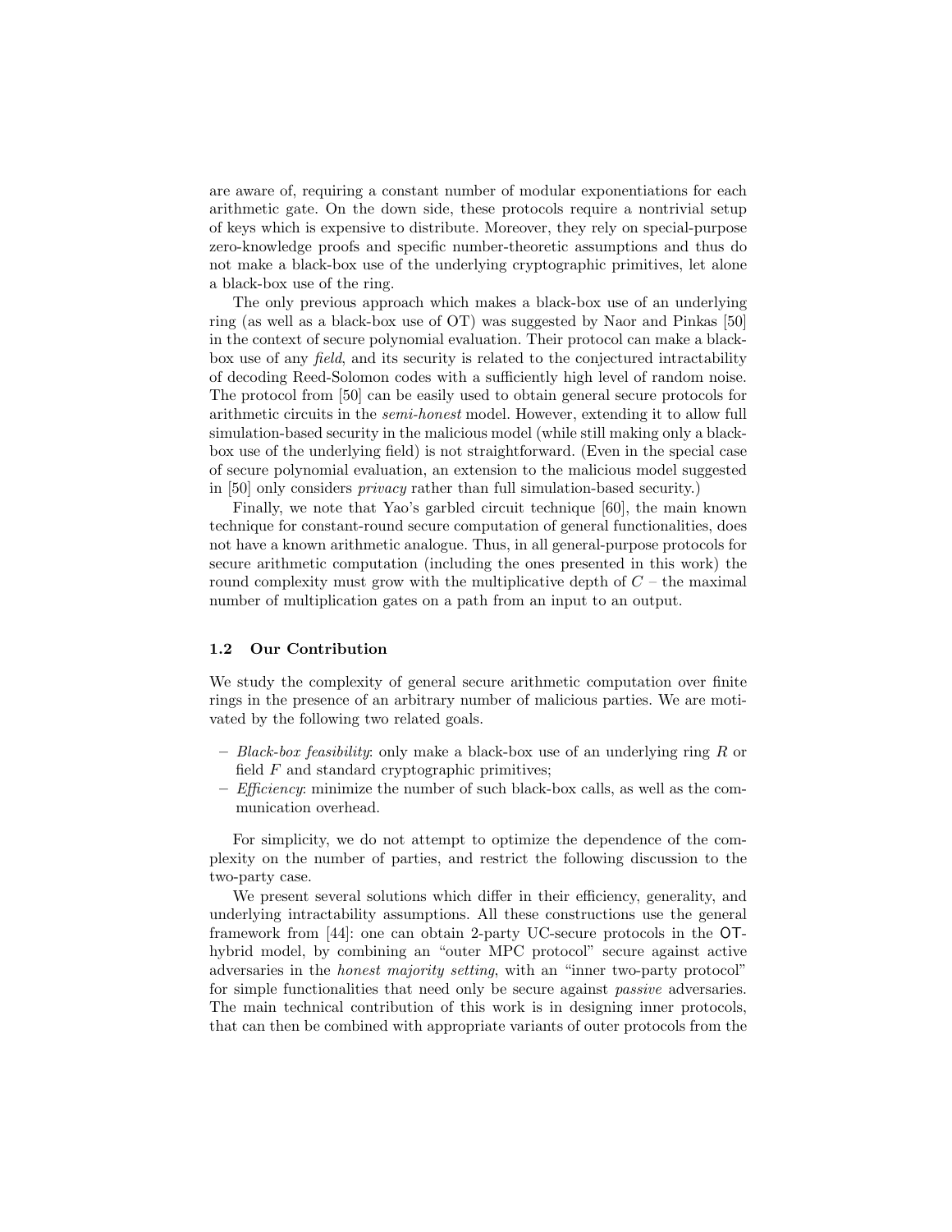are aware of, requiring a constant number of modular exponentiations for each arithmetic gate. On the down side, these protocols require a nontrivial setup of keys which is expensive to distribute. Moreover, they rely on special-purpose zero-knowledge proofs and specific number-theoretic assumptions and thus do not make a black-box use of the underlying cryptographic primitives, let alone a black-box use of the ring.

The only previous approach which makes a black-box use of an underlying ring (as well as a black-box use of OT) was suggested by Naor and Pinkas [50] in the context of secure polynomial evaluation. Their protocol can make a black-box use of any *field*, and its security is related to the conjectured intractability of decoding Reed-Solomon codes with a sufficiently high level of random noise. The protocol from [50] can be easily used to obtain general secure protocols for arithmetic circuits in the *semi-honest* model. However, extending it to allow full simulation-based security in the malicious model (while still making only a black-box use of the underlying field) is not straightforward. (Even in the special case of secure polynomial evaluation, an extension to the malicious model suggested in [50] only considers *privacy* rather than full simulation-based security.)

Finally, we note that Yao's garbled circuit technique [60], the main known technique for constant-round secure computation of general functionalities, does not have a known arithmetic analogue. Thus, in all general-purpose protocols for secure arithmetic computation (including the ones presented in this work) the round complexity must grow with the multiplicative depth of $C$ – the maximal number of multiplication gates on a path from an input to an output.

### 1.2 Our Contribution

We study the complexity of general secure arithmetic computation over finite rings in the presence of an arbitrary number of malicious parties. We are motivated by the following two related goals.

- *Black-box feasibility*: only make a black-box use of an underlying ring $R$ or field $F$ and standard cryptographic primitives;
- *Efficiency*: minimize the number of such black-box calls, as well as the communication overhead.

For simplicity, we do not attempt to optimize the dependence of the complexity on the number of parties, and restrict the following discussion to the two-party case.

We present several solutions which differ in their efficiency, generality, and underlying intractability assumptions. All these constructions use the general framework from [44]: one can obtain 2-party UC-secure protocols in the OT-hybrid model, by combining an "outer MPC protocol" secure against active adversaries in the *honest majority setting*, with an "inner two-party protocol" for simple functionalities that need only be secure against *passive* adversaries. The main technical contribution of this work is in designing inner protocols, that can then be combined with appropriate variants of outer protocols from the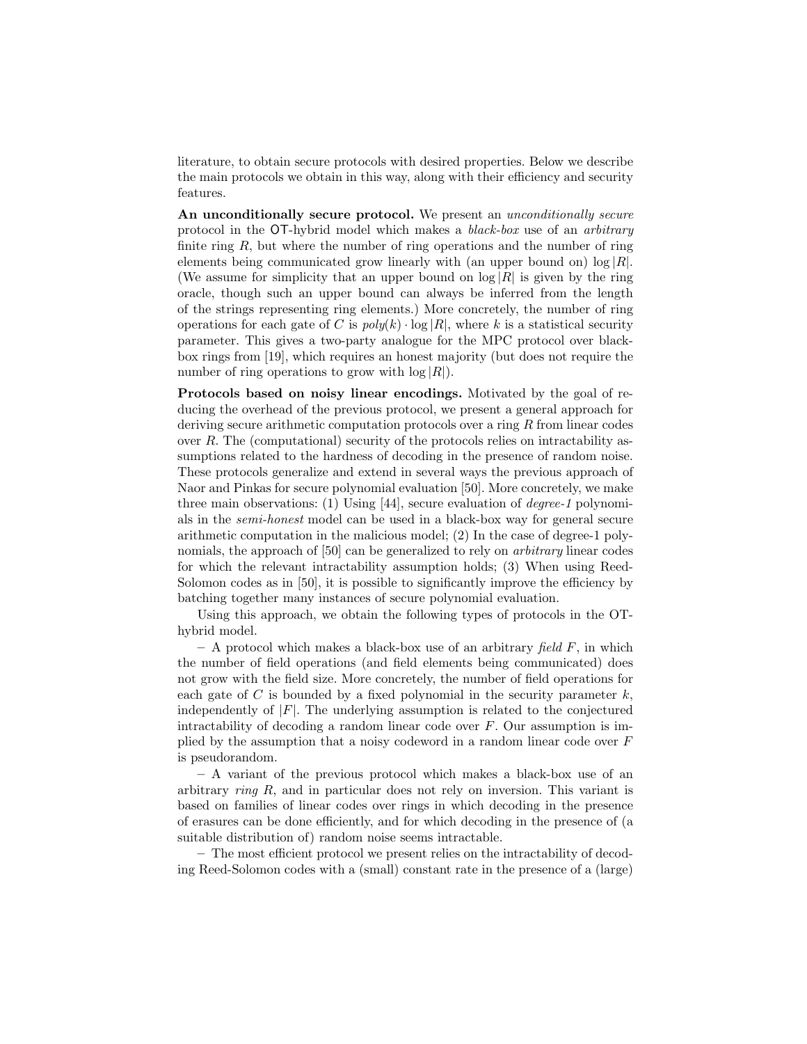literature, to obtain secure protocols with desired properties. Below we describe the main protocols we obtain in this way, along with their efficiency and security features.

**An unconditionally secure protocol.** We present an *unconditionally secure* protocol in the OT-hybrid model which makes a *black-box* use of an *arbitrary* finite ring $R$, but where the number of ring operations and the number of ring elements being communicated grow linearly with (an upper bound on) $\log |R|$. (We assume for simplicity that an upper bound on $\log |R|$ is given by the ring oracle, though such an upper bound can always be inferred from the length of the strings representing ring elements.) More concretely, the number of ring operations for each gate of $C$ is $poly(k) \cdot \log |R|$, where $k$ is a statistical security parameter. This gives a two-party analogue for the MPC protocol over black-box rings from [19], which requires an honest majority (but does not require the number of ring operations to grow with $\log |R|$).

**Protocols based on noisy linear encodings.** Motivated by the goal of reducing the overhead of the previous protocol, we present a general approach for deriving secure arithmetic computation protocols over a ring $R$ from linear codes over $R$. The (computational) security of the protocols relies on intractability assumptions related to the hardness of decoding in the presence of random noise. These protocols generalize and extend in several ways the previous approach of Naor and Pinkas for secure polynomial evaluation [50]. More concretely, we make three main observations: (1) Using [44], secure evaluation of *degree-1* polynomials in the *semi-honest* model can be used in a black-box way for general secure arithmetic computation in the malicious model; (2) In the case of degree-1 polynomials, the approach of [50] can be generalized to rely on *arbitrary* linear codes for which the relevant intractability assumption holds; (3) When using Reed-Solomon codes as in [50], it is possible to significantly improve the efficiency by batching together many instances of secure polynomial evaluation.

Using this approach, we obtain the following types of protocols in the OT-hybrid model.

– A protocol which makes a black-box use of an arbitrary *field* $F$, in which the number of field operations (and field elements being communicated) does not grow with the field size. More concretely, the number of field operations for each gate of $C$ is bounded by a fixed polynomial in the security parameter $k$, independently of $|F|$. The underlying assumption is related to the conjectured intractability of decoding a random linear code over $F$. Our assumption is implied by the assumption that a noisy codeword in a random linear code over $F$ is pseudorandom.

– A variant of the previous protocol which makes a black-box use of an arbitrary *ring* $R$, and in particular does not rely on inversion. This variant is based on families of linear codes over rings in which decoding in the presence of erasures can be done efficiently, and for which decoding in the presence of (a suitable distribution of) random noise seems intractable.

– The most efficient protocol we present relies on the intractability of decoding Reed-Solomon codes with a (small) constant rate in the presence of a (large)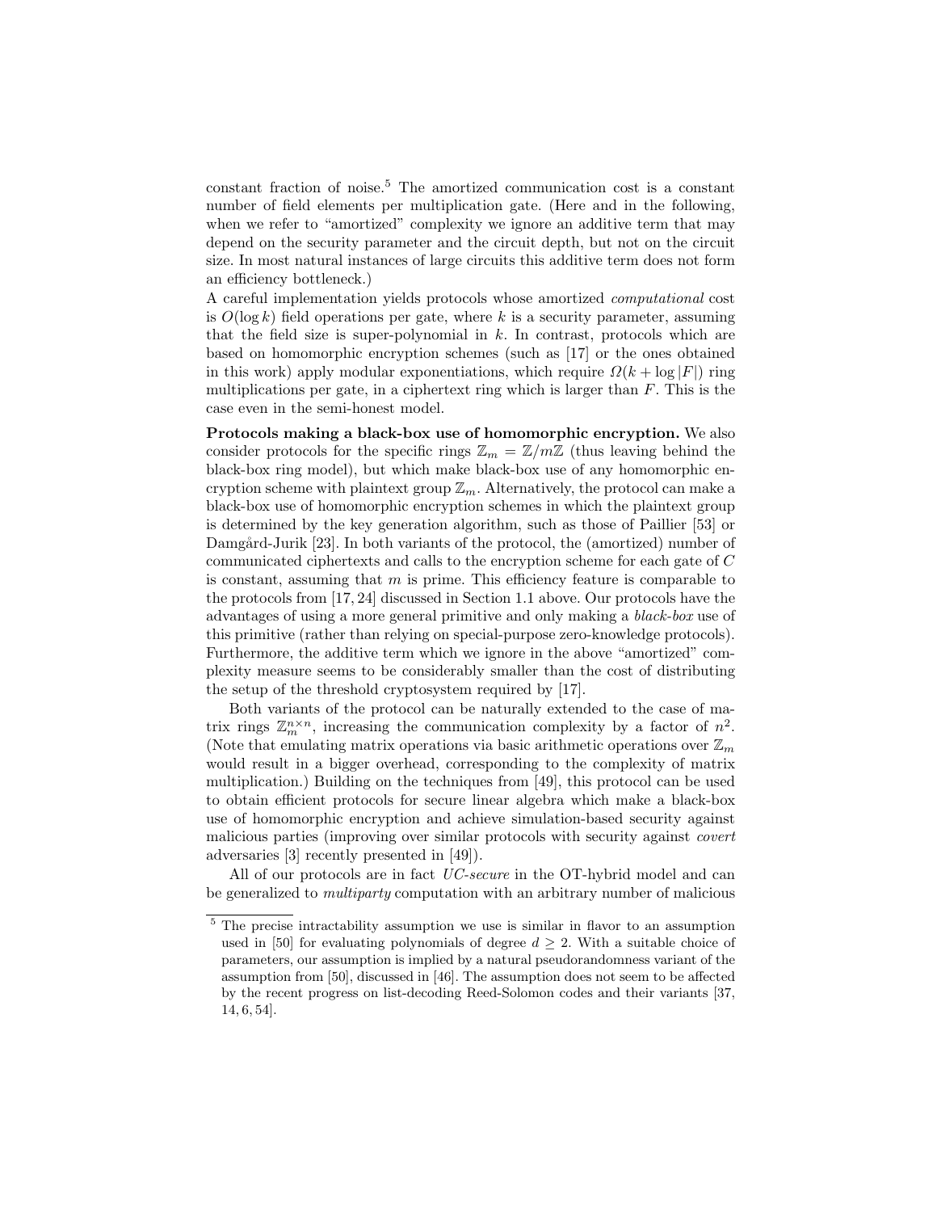constant fraction of noise.[5] The amortized communication cost is a constant number of field elements per multiplication gate. (Here and in the following, when we refer to "amortized" complexity we ignore an additive term that may depend on the security parameter and the circuit depth, but not on the circuit size. In most natural instances of large circuits this additive term does not form an efficiency bottleneck.)

A careful implementation yields protocols whose amortized *computational* cost is $O(\log k)$ field operations per gate, where $k$ is a security parameter, assuming that the field size is super-polynomial in $k$. In contrast, protocols which are based on homomorphic encryption schemes (such as [17] or the ones obtained in this work) apply modular exponentiations, which require $\Omega(k + \log |F|)$ ring multiplications per gate, in a ciphertext ring which is larger than $F$. This is the case even in the semi-honest model.

**Protocols making a black-box use of homomorphic encryption.** We also consider protocols for the specific rings $\mathbb{Z}_m = \mathbb{Z}/m\mathbb{Z}$ (thus leaving behind the black-box ring model), but which make black-box use of any homomorphic encryption scheme with plaintext group $\mathbb{Z}_m$. Alternatively, the protocol can make a black-box use of homomorphic encryption schemes in which the plaintext group is determined by the key generation algorithm, such as those of Paillier [53] or Damgård-Jurik [23]. In both variants of the protocol, the (amortized) number of communicated ciphertexts and calls to the encryption scheme for each gate of $C$ is constant, assuming that $m$ is prime. This efficiency feature is comparable to the protocols from [17, 24] discussed in Section 1.1 above. Our protocols have the advantages of using a more general primitive and only making a *black-box* use of this primitive (rather than relying on special-purpose zero-knowledge protocols). Furthermore, the additive term which we ignore in the above "amortized" complexity measure seems to be considerably smaller than the cost of distributing the setup of the threshold cryptosystem required by [17].

Both variants of the protocol can be naturally extended to the case of matrix rings $\mathbb{Z}_m^{n\times n}$, increasing the communication complexity by a factor of $n^2$. (Note that emulating matrix operations via basic arithmetic operations over $\mathbb{Z}_m$ would result in a bigger overhead, corresponding to the complexity of matrix multiplication.) Building on the techniques from [49], this protocol can be used to obtain efficient protocols for secure linear algebra which make a black-box use of homomorphic encryption and achieve simulation-based security against malicious parties (improving over similar protocols with security against *covert* adversaries [3] recently presented in [49]).

All of our protocols are in fact *UC-secure* in the OT-hybrid model and can be generalized to *multiparty* computation with an arbitrary number of malicious

[5] The precise intractability assumption we use is similar in flavor to an assumption used in [50] for evaluating polynomials of degree $d \geq 2$. With a suitable choice of parameters, our assumption is implied by a natural pseudorandomness variant of the assumption from [50], discussed in [46]. The assumption does not seem to be affected by the recent progress on list-decoding Reed-Solomon codes and their variants [37, 14, 6, 54].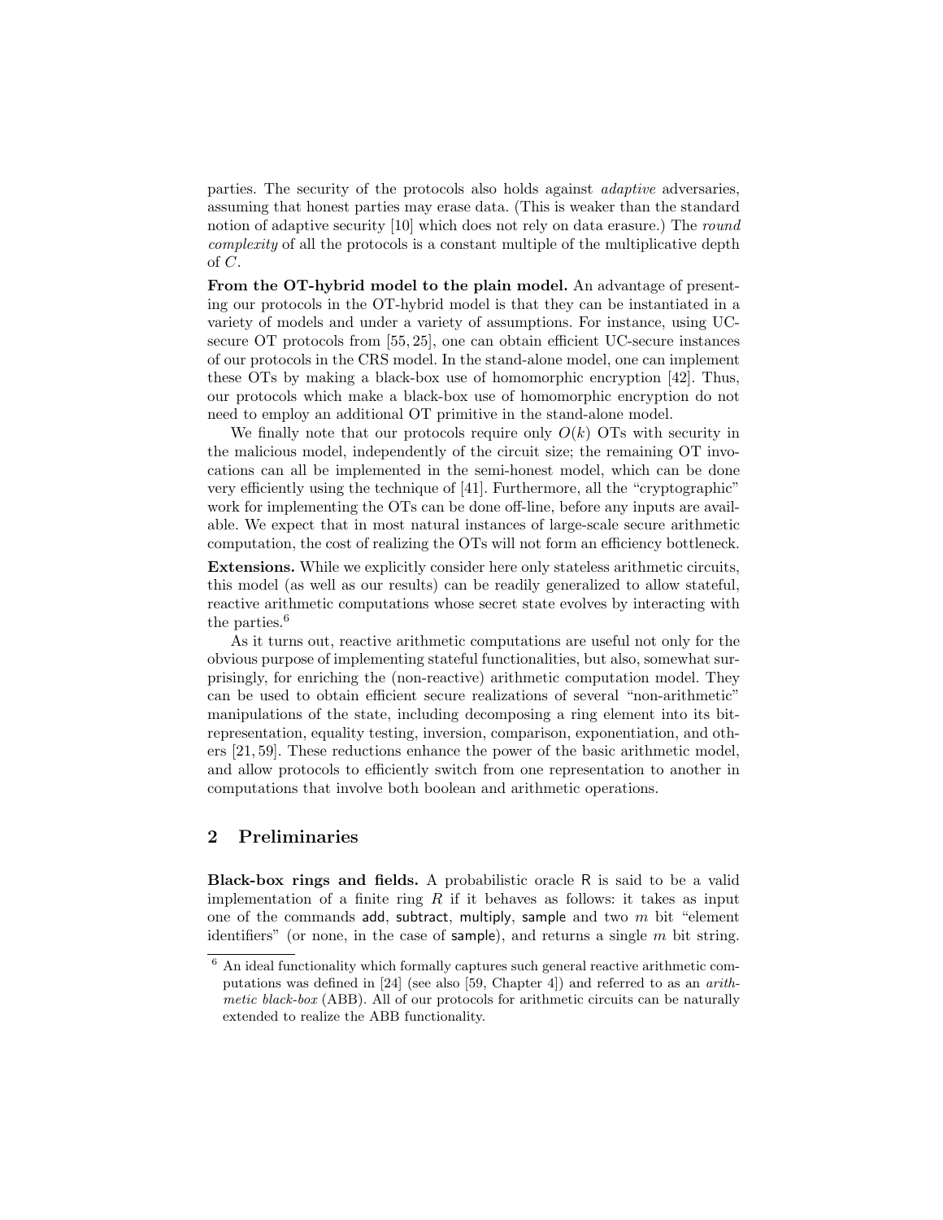parties. The security of the protocols also holds against *adaptive* adversaries, assuming that honest parties may erase data. (This is weaker than the standard notion of adaptive security [10] which does not rely on data erasure.) The *round complexity* of all the protocols is a constant multiple of the multiplicative depth of $C$.

**From the OT-hybrid model to the plain model.** An advantage of presenting our protocols in the OT-hybrid model is that they can be instantiated in a variety of models and under a variety of assumptions. For instance, using UC-secure OT protocols from [55, 25], one can obtain efficient UC-secure instances of our protocols in the CRS model. In the stand-alone model, one can implement these OTs by making a black-box use of homomorphic encryption [42]. Thus, our protocols which make a black-box use of homomorphic encryption do not need to employ an additional OT primitive in the stand-alone model.

We finally note that our protocols require only $O(k)$ OTs with security in the malicious model, independently of the circuit size; the remaining OT invocations can all be implemented in the semi-honest model, which can be done very efficiently using the technique of [41]. Furthermore, all the "cryptographic" work for implementing the OTs can be done off-line, before any inputs are available. We expect that in most natural instances of large-scale secure arithmetic computation, the cost of realizing the OTs will not form an efficiency bottleneck.

**Extensions.** While we explicitly consider here only stateless arithmetic circuits, this model (as well as our results) can be readily generalized to allow stateful, reactive arithmetic computations whose secret state evolves by interacting with the parties.[6]

As it turns out, reactive arithmetic computations are useful not only for the obvious purpose of implementing stateful functionalities, but also, somewhat surprisingly, for enriching the (non-reactive) arithmetic computation model. They can be used to obtain efficient secure realizations of several "non-arithmetic" manipulations of the state, including decomposing a ring element into its bit-representation, equality testing, inversion, comparison, exponentiation, and others [21, 59]. These reductions enhance the power of the basic arithmetic model, and allow protocols to efficiently switch from one representation to another in computations that involve both boolean and arithmetic operations.

## 2 Preliminaries

**Black-box rings and fields.** A probabilistic oracle $\mathsf{R}$ is said to be a valid implementation of a finite ring $R$ if it behaves as follows: it takes as input one of the commands add, subtract, multiply, sample and two $m$ bit "element identifiers" (or none, in the case of sample), and returns a single $m$ bit string.

[6] An ideal functionality which formally captures such general reactive arithmetic computations was defined in [24] (see also [59, Chapter 4]) and referred to as an *arithmetic black-box* (ABB). All of our protocols for arithmetic circuits can be naturally extended to realize the ABB functionality.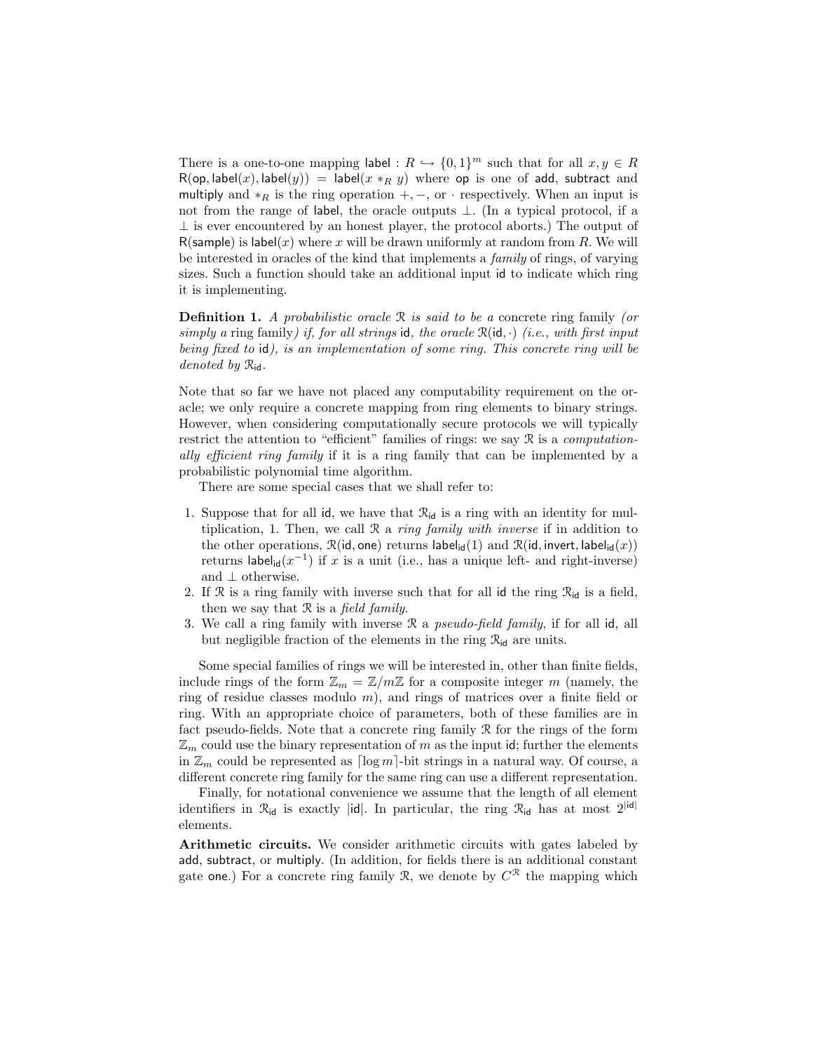There is a one-to-one mapping $\mathsf{label} : R \hookrightarrow \{0,1\}^m$ such that for all $x, y \in R$ $\mathsf{R}(\mathsf{op}, \mathsf{label}(x), \mathsf{label}(y)) = \mathsf{label}(x *_R y)$ where $\mathsf{op}$ is one of $\mathsf{add}$, $\mathsf{subtract}$ and $\mathsf{multiply}$ and $*_R$ is the ring operation $+, -,$ or $\cdot$ respectively. When an input is not from the range of $\mathsf{label}$, the oracle outputs $\perp$. (In a typical protocol, if a $\perp$ is ever encountered by an honest player, the protocol aborts.) The output of $\mathsf{R}(\mathsf{sample})$ is $\mathsf{label}(x)$ where $x$ will be drawn uniformly at random from $R$. We will be interested in oracles of the kind that implements a *family* of rings, of varying sizes. Such a function should take an additional input $\mathsf{id}$ to indicate which ring it is implementing.

**Definition 1.** *A probabilistic oracle $\mathcal{R}$ is said to be a* concrete ring family *(or simply a* ring family*) if, for all strings* $\mathsf{id}$*, the oracle* $\mathcal{R}(\mathsf{id}, \cdot)$ *(i.e., with first input being fixed to* $\mathsf{id}$*), is an implementation of some ring. This concrete ring will be denoted by* $\mathcal{R}_{\mathsf{id}}$.

Note that so far we have not placed any computability requirement on the oracle; we only require a concrete mapping from ring elements to binary strings. However, when considering computationally secure protocols we will typically restrict the attention to "efficient" families of rings: we say $\mathcal{R}$ is a *computationally efficient ring family* if it is a ring family that can be implemented by a probabilistic polynomial time algorithm.

There are some special cases that we shall refer to:

1. Suppose that for all $\mathsf{id}$, we have that $\mathcal{R}_{\mathsf{id}}$ is a ring with an identity for multiplication, 1. Then, we call $\mathcal{R}$ a *ring family with inverse* if in addition to the other operations, $\mathcal{R}(\mathsf{id}, \mathsf{one})$ returns $\mathsf{label}_{\mathsf{id}}(1)$ and $\mathcal{R}(\mathsf{id}, \mathsf{invert}, \mathsf{label}_{\mathsf{id}}(x))$ returns $\mathsf{label}_{\mathsf{id}}(x^{-1})$ if $x$ is a unit (i.e., has a unique left- and right-inverse) and $\perp$ otherwise.
2. If $\mathcal{R}$ is a ring family with inverse such that for all $\mathsf{id}$ the ring $\mathcal{R}_{\mathsf{id}}$ is a field, then we say that $\mathcal{R}$ is a *field family*.
3. We call a ring family with inverse $\mathcal{R}$ a *pseudo-field family*, if for all $\mathsf{id}$, all but negligible fraction of the elements in the ring $\mathcal{R}_{\mathsf{id}}$ are units.

Some special families of rings we will be interested in, other than finite fields, include rings of the form $\mathbb{Z}_m = \mathbb{Z}/m\mathbb{Z}$ for a composite integer $m$ (namely, the ring of residue classes modulo $m$), and rings of matrices over a finite field or ring. With an appropriate choice of parameters, both of these families are in fact pseudo-fields. Note that a concrete ring family $\mathcal{R}$ for the rings of the form $\mathbb{Z}_m$ could use the binary representation of $m$ as the input $\mathsf{id}$; further the elements in $\mathbb{Z}_m$ could be represented as $\lceil \log m \rceil$-bit strings in a natural way. Of course, a different concrete ring family for the same ring can use a different representation.

Finally, for notational convenience we assume that the length of all element identifiers in $\mathcal{R}_{\mathsf{id}}$ is exactly $|\mathsf{id}|$. In particular, the ring $\mathcal{R}_{\mathsf{id}}$ has at most $2^{|\mathsf{id}|}$ elements.

**Arithmetic circuits.** We consider arithmetic circuits with gates labeled by $\mathsf{add}$, $\mathsf{subtract}$, or $\mathsf{multiply}$. (In addition, for fields there is an additional constant gate $\mathsf{one}$.) For a concrete ring family $\mathcal{R}$, we denote by $C^{\mathcal{R}}$ the mapping which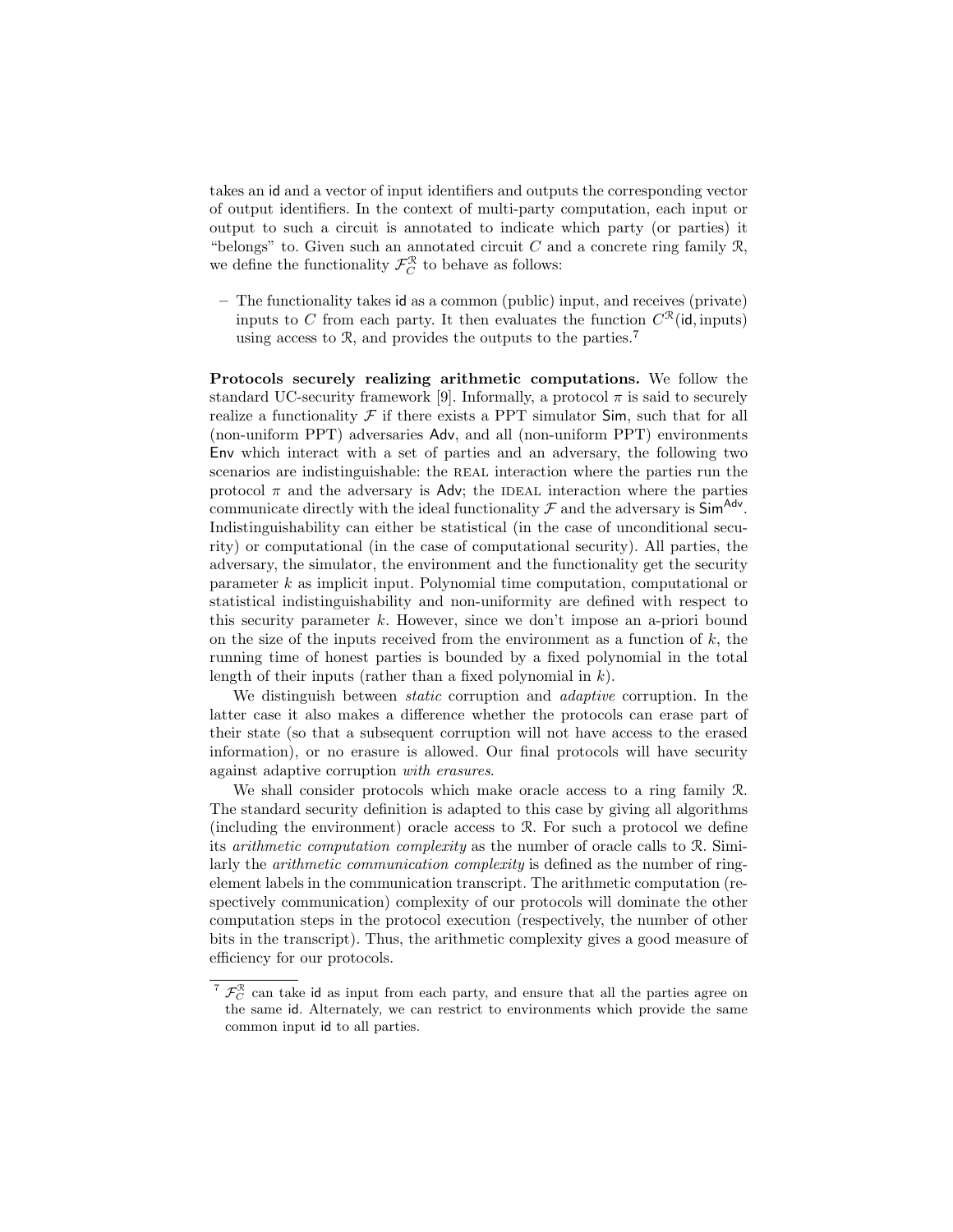takes an id and a vector of input identifiers and outputs the corresponding vector of output identifiers. In the context of multi-party computation, each input or output to such a circuit is annotated to indicate which party (or parties) it "belongs" to. Given such an annotated circuit $C$ and a concrete ring family $\mathcal{R}$, we define the functionality $\mathcal{F}_C^{\mathcal{R}}$ to behave as follows:

– The functionality takes id as a common (public) input, and receives (private) inputs to $C$ from each party. It then evaluates the function $C^{\mathcal{R}}(\mathsf{id}, \text{inputs})$ using access to $\mathcal{R}$, and provides the outputs to the parties.[7]

**Protocols securely realizing arithmetic computations.** We follow the standard UC-security framework [9]. Informally, a protocol $\pi$ is said to securely realize a functionality $\mathcal{F}$ if there exists a PPT simulator Sim, such that for all (non-uniform PPT) adversaries Adv, and all (non-uniform PPT) environments Env which interact with a set of parties and an adversary, the following two scenarios are indistinguishable: the REAL interaction where the parties run the protocol $\pi$ and the adversary is Adv; the IDEAL interaction where the parties communicate directly with the ideal functionality $\mathcal{F}$ and the adversary is $\mathsf{Sim}^{\mathsf{Adv}}$. Indistinguishability can either be statistical (in the case of unconditional security) or computational (in the case of computational security). All parties, the adversary, the simulator, the environment and the functionality get the security parameter $k$ as implicit input. Polynomial time computation, computational or statistical indistinguishability and non-uniformity are defined with respect to this security parameter $k$. However, since we don't impose an a-priori bound on the size of the inputs received from the environment as a function of $k$, the running time of honest parties is bounded by a fixed polynomial in the total length of their inputs (rather than a fixed polynomial in $k$).

We distinguish between *static* corruption and *adaptive* corruption. In the latter case it also makes a difference whether the protocols can erase part of their state (so that a subsequent corruption will not have access to the erased information), or no erasure is allowed. Our final protocols will have security against adaptive corruption *with erasures*.

We shall consider protocols which make oracle access to a ring family $\mathcal{R}$. The standard security definition is adapted to this case by giving all algorithms (including the environment) oracle access to $\mathcal{R}$. For such a protocol we define its *arithmetic computation complexity* as the number of oracle calls to $\mathcal{R}$. Similarly the *arithmetic communication complexity* is defined as the number of ring-element labels in the communication transcript. The arithmetic computation (respectively communication) complexity of our protocols will dominate the other computation steps in the protocol execution (respectively, the number of other bits in the transcript). Thus, the arithmetic complexity gives a good measure of efficiency for our protocols.

[7] $\mathcal{F}_C^{\mathcal{R}}$ can take id as input from each party, and ensure that all the parties agree on the same id. Alternately, we can restrict to environments which provide the same common input id to all parties.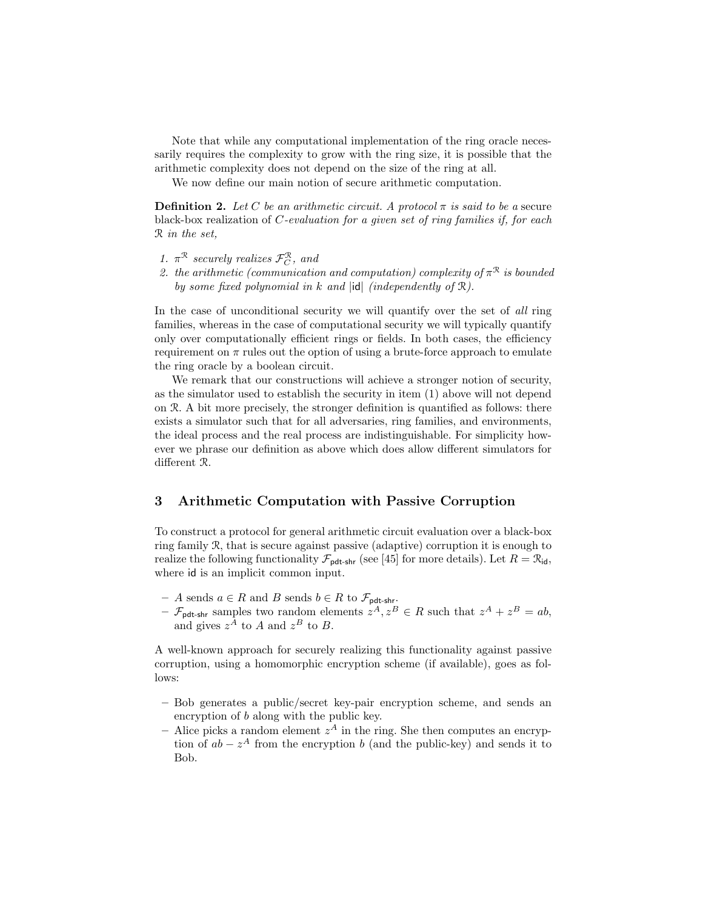Note that while any computational implementation of the ring oracle necessarily requires the complexity to grow with the ring size, it is possible that the arithmetic complexity does not depend on the size of the ring at all.

We now define our main notion of secure arithmetic computation.

**Definition 2.** *Let $C$ be an arithmetic circuit. A protocol $\pi$ is said to be a* secure black-box realization of *$C$-evaluation for a given set of ring families if, for each $\mathcal{R}$ in the set,*

1. *$\pi^{\mathcal{R}}$ securely realizes $\mathcal{F}_C^{\mathcal{R}}$, and*
2. *the arithmetic (communication and computation) complexity of $\pi^{\mathcal{R}}$ is bounded by some fixed polynomial in $k$ and $|\mathsf{id}|$ (independently of $\mathcal{R}$).*

In the case of unconditional security we will quantify over the set of *all* ring families, whereas in the case of computational security we will typically quantify only over computationally efficient rings or fields. In both cases, the efficiency requirement on $\pi$ rules out the option of using a brute-force approach to emulate the ring oracle by a boolean circuit.

We remark that our constructions will achieve a stronger notion of security, as the simulator used to establish the security in item (1) above will not depend on $\mathcal{R}$. A bit more precisely, the stronger definition is quantified as follows: there exists a simulator such that for all adversaries, ring families, and environments, the ideal process and the real process are indistinguishable. For simplicity however we phrase our definition as above which does allow different simulators for different $\mathcal{R}$.

## 3 Arithmetic Computation with Passive Corruption

To construct a protocol for general arithmetic circuit evaluation over a black-box ring family $\mathcal{R}$, that is secure against passive (adaptive) corruption it is enough to realize the following functionality $\mathcal{F}_{\mathsf{pdt\text{-}shr}}$ (see [45] for more details). Let $R = \mathcal{R}_{\mathsf{id}}$, where $\mathsf{id}$ is an implicit common input.

- $A$ sends $a \in R$ and $B$ sends $b \in R$ to $\mathcal{F}_{\mathsf{pdt\text{-}shr}}$.
- $\mathcal{F}_{\mathsf{pdt\text{-}shr}}$ samples two random elements $z^A, z^B \in R$ such that $z^A + z^B = ab$, and gives $z^A$ to $A$ and $z^B$ to $B$.

A well-known approach for securely realizing this functionality against passive corruption, using a homomorphic encryption scheme (if available), goes as follows:

- Bob generates a public/secret key-pair encryption scheme, and sends an encryption of $b$ along with the public key.
- Alice picks a random element $z^A$ in the ring. She then computes an encryption of $ab - z^A$ from the encryption $b$ (and the public-key) and sends it to Bob.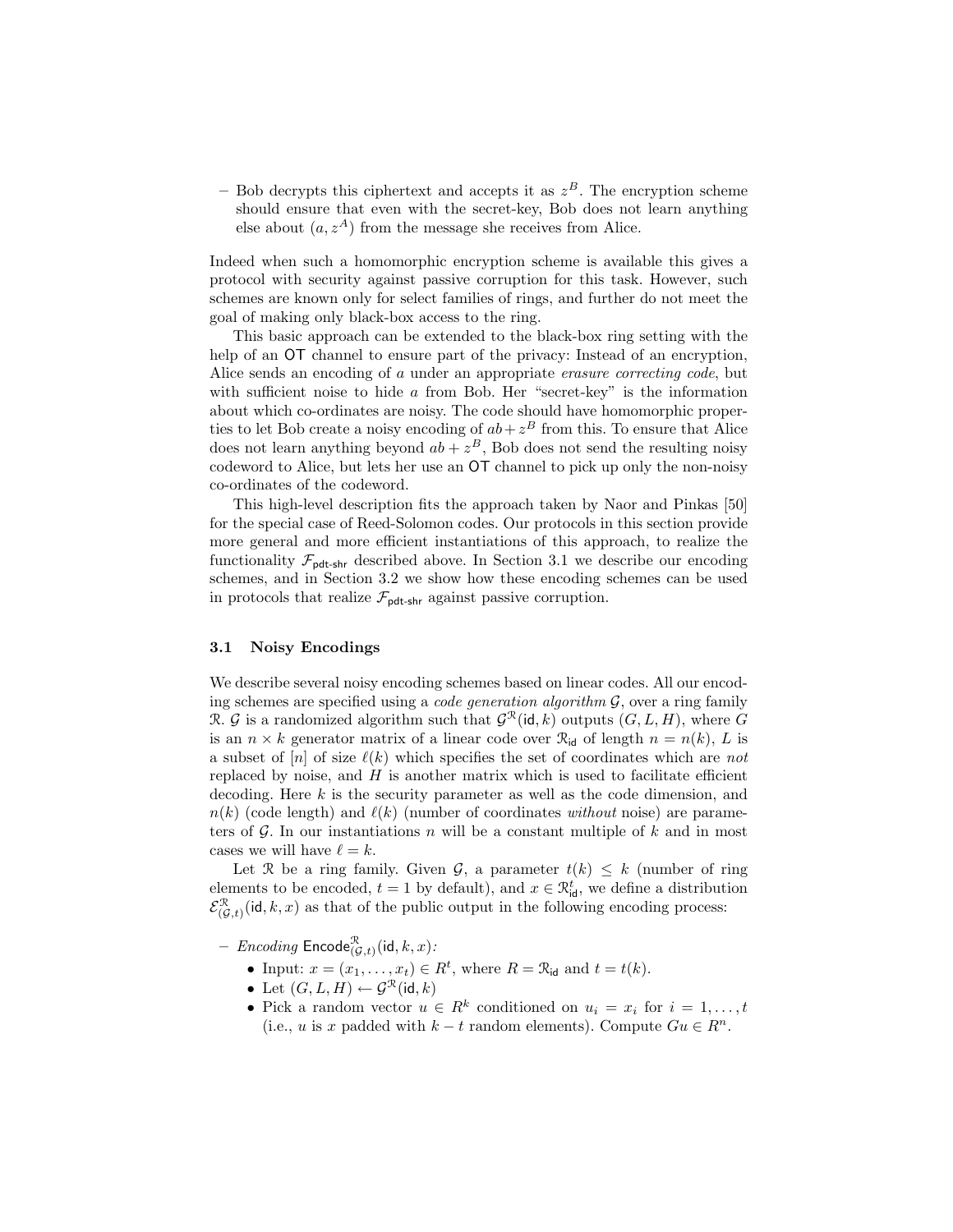– Bob decrypts this ciphertext and accepts it as $z^B$. The encryption scheme should ensure that even with the secret-key, Bob does not learn anything else about $(a, z^A)$ from the message she receives from Alice.

Indeed when such a homomorphic encryption scheme is available this gives a protocol with security against passive corruption for this task. However, such schemes are known only for select families of rings, and further do not meet the goal of making only black-box access to the ring.

This basic approach can be extended to the black-box ring setting with the help of an $\mathsf{OT}$ channel to ensure part of the privacy: Instead of an encryption, Alice sends an encoding of $a$ under an appropriate *erasure correcting code*, but with sufficient noise to hide $a$ from Bob. Her "secret-key" is the information about which co-ordinates are noisy. The code should have homomorphic properties to let Bob create a noisy encoding of $ab + z^B$ from this. To ensure that Alice does not learn anything beyond $ab + z^B$, Bob does not send the resulting noisy codeword to Alice, but lets her use an $\mathsf{OT}$ channel to pick up only the non-noisy co-ordinates of the codeword.

This high-level description fits the approach taken by Naor and Pinkas [50] for the special case of Reed-Solomon codes. Our protocols in this section provide more general and more efficient instantiations of this approach, to realize the functionality $\mathcal{F}_{\mathsf{pdt\text{-}shr}}$ described above. In Section 3.1 we describe our encoding schemes, and in Section 3.2 we show how these encoding schemes can be used in protocols that realize $\mathcal{F}_{\mathsf{pdt\text{-}shr}}$ against passive corruption.

### 3.1 Noisy Encodings

We describe several noisy encoding schemes based on linear codes. All our encoding schemes are specified using a *code generation algorithm* $\mathcal{G}$, over a ring family $\mathcal{R}$. $\mathcal{G}$ is a randomized algorithm such that $\mathcal{G}^{\mathcal{R}}(\mathsf{id}, k)$ outputs $(G, L, H)$, where $G$ is an $n \times k$ generator matrix of a linear code over $\mathcal{R}_{\mathsf{id}}$ of length $n = n(k)$, $L$ is a subset of $[n]$ of size $\ell(k)$ which specifies the set of coordinates which are *not* replaced by noise, and $H$ is another matrix which is used to facilitate efficient decoding. Here $k$ is the security parameter as well as the code dimension, and $n(k)$ (code length) and $\ell(k)$ (number of coordinates *without* noise) are parameters of $\mathcal{G}$. In our instantiations $n$ will be a constant multiple of $k$ and in most cases we will have $\ell = k$.

Let $\mathcal{R}$ be a ring family. Given $\mathcal{G}$, a parameter $t(k) \leq k$ (number of ring elements to be encoded, $t = 1$ by default), and $x \in \mathcal{R}_{\mathsf{id}}^t$, we define a distribution $\mathcal{E}_{(\mathcal{G},t)}^{\mathcal{R}}(\mathsf{id}, k, x)$ as that of the public output in the following encoding process:

– *Encoding* $\mathsf{Encode}_{(\mathcal{G},t)}^{\mathcal{R}}(\mathsf{id}, k, x)$*:*
  - Input: $x = (x_1, \ldots, x_t) \in R^t$, where $R = \mathcal{R}_{\mathsf{id}}$ and $t = t(k)$.
  - Let $(G, L, H) \leftarrow \mathcal{G}^{\mathcal{R}}(\mathsf{id}, k)$
  - Pick a random vector $u \in R^k$ conditioned on $u_i = x_i$ for $i = 1, \ldots, t$ (i.e., $u$ is $x$ padded with $k - t$ random elements). Compute $Gu \in R^n$.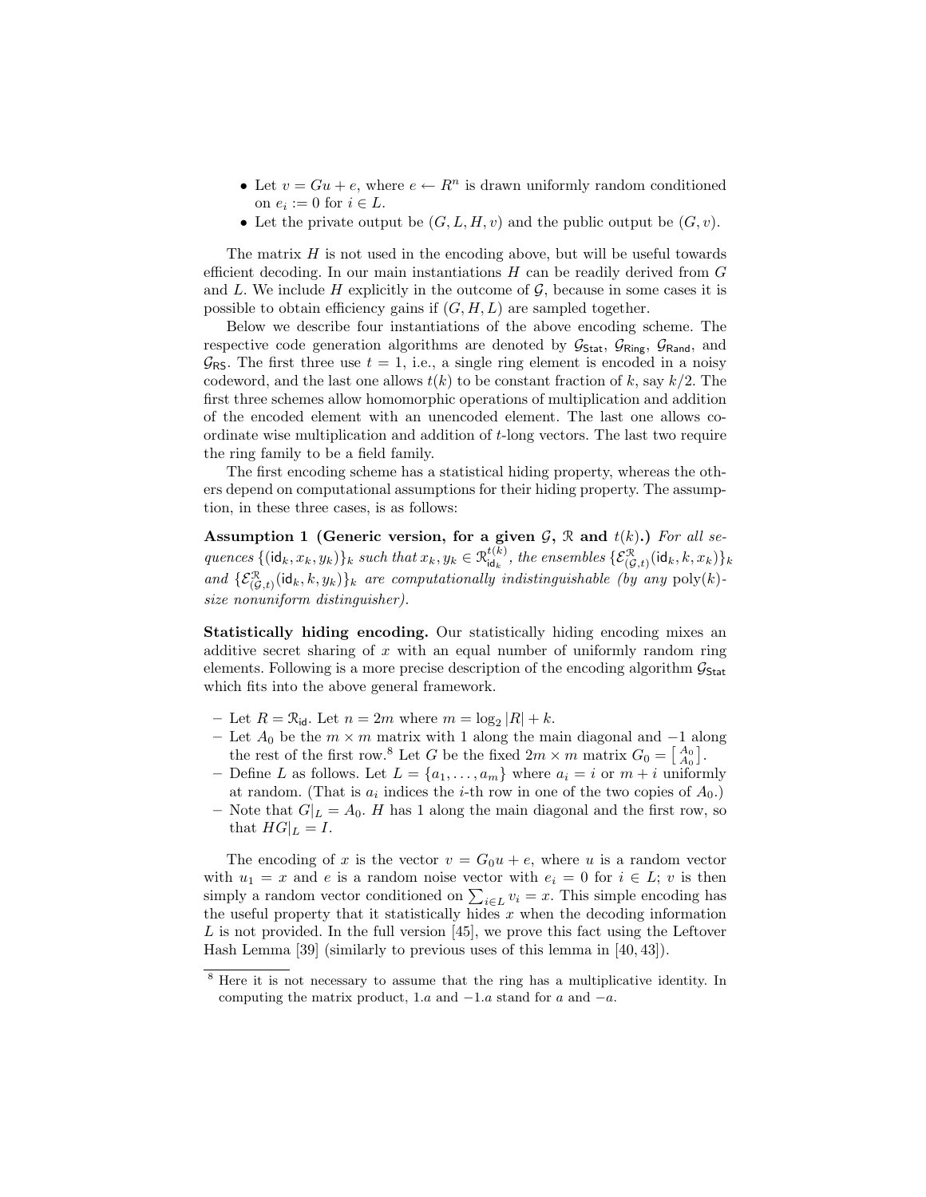- Let $v = Gu + e$, where $e \leftarrow R^n$ is drawn uniformly random conditioned on $e_i := 0$ for $i \in L$.
- Let the private output be $(G, L, H, v)$ and the public output be $(G, v)$.

The matrix $H$ is not used in the encoding above, but will be useful towards efficient decoding. In our main instantiations $H$ can be readily derived from $G$ and $L$. We include $H$ explicitly in the outcome of $\mathcal{G}$, because in some cases it is possible to obtain efficiency gains if $(G, H, L)$ are sampled together.

Below we describe four instantiations of the above encoding scheme. The respective code generation algorithms are denoted by $\mathcal{G}_{\mathsf{Stat}}$, $\mathcal{G}_{\mathsf{Ring}}$, $\mathcal{G}_{\mathsf{Rand}}$, and $\mathcal{G}_{\mathsf{RS}}$. The first three use $t = 1$, i.e., a single ring element is encoded in a noisy codeword, and the last one allows $t(k)$ to be constant fraction of $k$, say $k/2$. The first three schemes allow homomorphic operations of multiplication and addition of the encoded element with an unencoded element. The last one allows coordinate wise multiplication and addition of $t$-long vectors. The last two require the ring family to be a field family.

The first encoding scheme has a statistical hiding property, whereas the others depend on computational assumptions for their hiding property. The assumption, in these three cases, is as follows:

**Assumption 1 (Generic version, for a given $\mathcal{G}$, $\mathcal{R}$ and $t(k)$.)** *For all sequences $\{(\mathsf{id}_k, x_k, y_k)\}_k$ such that $x_k, y_k \in \mathcal{R}_{\mathsf{id}_k}^{t(k)}$, the ensembles $\{\mathcal{E}_{(\mathcal{G},t)}^{\mathcal{R}}(\mathsf{id}_k, k, x_k)\}_k$ and $\{\mathcal{E}_{(\mathcal{G},t)}^{\mathcal{R}}(\mathsf{id}_k, k, y_k)\}_k$ are computationally indistinguishable (by any $\mathrm{poly}(k)$-size nonuniform distinguisher).*

**Statistically hiding encoding.** Our statistically hiding encoding mixes an additive secret sharing of $x$ with an equal number of uniformly random ring elements. Following is a more precise description of the encoding algorithm $\mathcal{G}_{\mathsf{Stat}}$ which fits into the above general framework.

- Let $R = \mathcal{R}_{\mathsf{id}}$. Let $n = 2m$ where $m = \log_2 |R| + k$.
- Let $A_0$ be the $m \times m$ matrix with 1 along the main diagonal and $-1$ along the rest of the first row.[8] Let $G$ be the fixed $2m \times m$ matrix $G_0 = \left[\begin{smallmatrix} A_0 \\ A_0 \end{smallmatrix}\right]$.
- Define $L$ as follows. Let $L = \{a_1, \ldots, a_m\}$ where $a_i = i$ or $m + i$ uniformly at random. (That is $a_i$ indices the $i$-th row in one of the two copies of $A_0$.)
- Note that $G|_L = A_0$. $H$ has 1 along the main diagonal and the first row, so that $HG|_L = I$.

The encoding of $x$ is the vector $v = G_0 u + e$, where $u$ is a random vector with $u_1 = x$ and $e$ is a random noise vector with $e_i = 0$ for $i \in L$; $v$ is then simply a random vector conditioned on $\sum_{i \in L} v_i = x$. This simple encoding has the useful property that it statistically hides $x$ when the decoding information $L$ is not provided. In the full version [45], we prove this fact using the Leftover Hash Lemma [39] (similarly to previous uses of this lemma in [40, 43]).

[8] Here it is not necessary to assume that the ring has a multiplicative identity. In computing the matrix product, $1.a$ and $-1.a$ stand for $a$ and $-a$.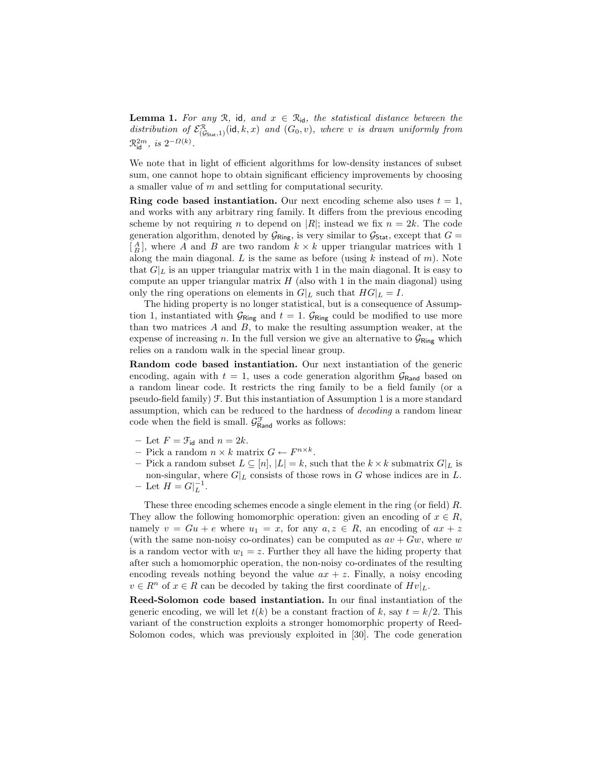**Lemma 1.** *For any $\mathcal{R}$, $\mathsf{id}$, and $x \in \mathcal{R}_{\mathsf{id}}$, the statistical distance between the distribution of $\mathcal{E}^{\mathcal{R}}_{(\mathcal{G}_{\mathsf{Stat}},1)}(\mathsf{id}, k, x)$ and $(G_0, v)$, where $v$ is drawn uniformly from $\mathcal{R}^{2m}_{\mathsf{id}}$, is $2^{-\Omega(k)}$.*

We note that in light of efficient algorithms for low-density instances of subset sum, one cannot hope to obtain significant efficiency improvements by choosing a smaller value of $m$ and settling for computational security.

**Ring code based instantiation.** Our next encoding scheme also uses $t = 1$, and works with any arbitrary ring family. It differs from the previous encoding scheme by not requiring $n$ to depend on $|R|$; instead we fix $n = 2k$. The code generation algorithm, denoted by $\mathcal{G}_{\mathsf{Ring}}$, is very similar to $\mathcal{G}_{\mathsf{Stat}}$, except that $G = \left[\begin{smallmatrix} A \\ B \end{smallmatrix}\right]$, where $A$ and $B$ are two random $k \times k$ upper triangular matrices with 1 along the main diagonal. $L$ is the same as before (using $k$ instead of $m$). Note that $G|_L$ is an upper triangular matrix with 1 in the main diagonal. It is easy to compute an upper triangular matrix $H$ (also with 1 in the main diagonal) using only the ring operations on elements in $G|_L$ such that $HG|_L = I$.

The hiding property is no longer statistical, but is a consequence of Assumption 1, instantiated with $\mathcal{G}_{\mathsf{Ring}}$ and $t = 1$. $\mathcal{G}_{\mathsf{Ring}}$ could be modified to use more than two matrices $A$ and $B$, to make the resulting assumption weaker, at the expense of increasing $n$. In the full version we give an alternative to $\mathcal{G}_{\mathsf{Ring}}$ which relies on a random walk in the special linear group.

**Random code based instantiation.** Our next instantiation of the generic encoding, again with $t = 1$, uses a code generation algorithm $\mathcal{G}_{\mathsf{Rand}}$ based on a random linear code. It restricts the ring family to be a field family (or a pseudo-field family) $\mathcal{F}$. But this instantiation of Assumption 1 is a more standard assumption, which can be reduced to the hardness of *decoding* a random linear code when the field is small. $\mathcal{G}^{\mathcal{F}}_{\mathsf{Rand}}$ works as follows:

- Let $F = \mathcal{F}_{\mathsf{id}}$ and $n = 2k$.
- Pick a random $n \times k$ matrix $G \leftarrow F^{n \times k}$.
- Pick a random subset $L \subseteq [n]$, $|L| = k$, such that the $k \times k$ submatrix $G|_L$ is non-singular, where $G|_L$ consists of those rows in $G$ whose indices are in $L$.
- Let $H = G|_L^{-1}$.

These three encoding schemes encode a single element in the ring (or field) $R$. They allow the following homomorphic operation: given an encoding of $x \in R$, namely $v = Gu + e$ where $u_1 = x$, for any $a, z \in R$, an encoding of $ax + z$ (with the same non-noisy co-ordinates) can be computed as $av + Gw$, where $w$ is a random vector with $w_1 = z$. Further they all have the hiding property that after such a homomorphic operation, the non-noisy co-ordinates of the resulting encoding reveals nothing beyond the value $ax + z$. Finally, a noisy encoding $v \in R^n$ of $x \in R$ can be decoded by taking the first coordinate of $Hv|_L$.

**Reed-Solomon code based instantiation.** In our final instantiation of the generic encoding, we will let $t(k)$ be a constant fraction of $k$, say $t = k/2$. This variant of the construction exploits a stronger homomorphic property of Reed-Solomon codes, which was previously exploited in [30]. The code generation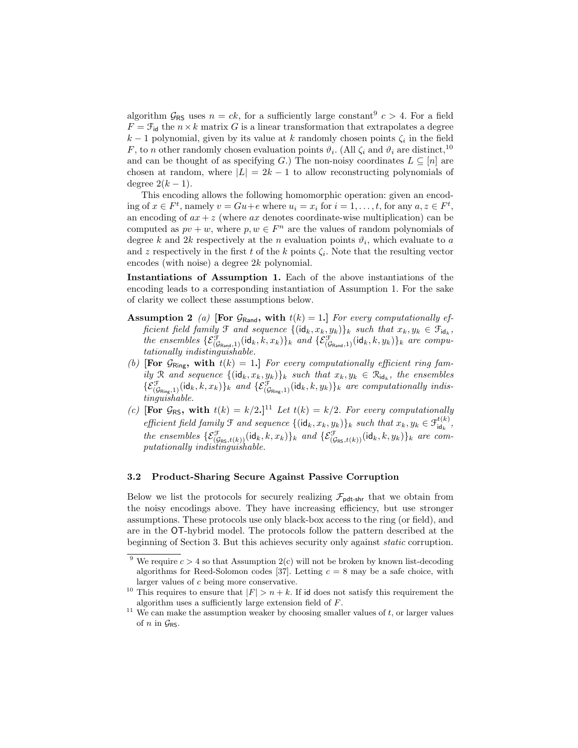algorithm $\mathcal{G}_{\mathsf{RS}}$ uses $n = ck$, for a sufficiently large constant[9] $c > 4$. For a field $F = \mathcal{F}_{\mathsf{id}}$ the $n \times k$ matrix $G$ is a linear transformation that extrapolates a degree $k-1$ polynomial, given by its value at $k$ randomly chosen points $\zeta_i$ in the field $F$, to $n$ other randomly chosen evaluation points $\vartheta_i$. (All $\zeta_i$ and $\vartheta_i$ are distinct,[10] and can be thought of as specifying $G$.) The non-noisy coordinates $L \subseteq [n]$ are chosen at random, where $|L| = 2k-1$ to allow reconstructing polynomials of degree $2(k-1)$.

This encoding allows the following homomorphic operation: given an encoding of $x \in F^t$, namely $v = Gu + e$ where $u_i = x_i$ for $i = 1, \ldots, t$, for any $a, z \in F^t$, an encoding of $ax + z$ (where $ax$ denotes coordinate-wise multiplication) can be computed as $pv + w$, where $p, w \in F^n$ are the values of random polynomials of degree $k$ and $2k$ respectively at the $n$ evaluation points $\vartheta_i$, which evaluate to $a$ and $z$ respectively in the first $t$ of the $k$ points $\zeta_i$. Note that the resulting vector encodes (with noise) a degree $2k$ polynomial.

**Instantiations of Assumption 1.** Each of the above instantiations of the encoding leads to a corresponding instantiation of Assumption 1. For the sake of clarity we collect these assumptions below.

**Assumption 2** *(a)* **[For $\mathcal{G}_{\mathsf{Rand}}$, with $t(k) = 1$.]** *For every computationally efficient field family $\mathcal{F}$ and sequence $\{(\mathsf{id}_k, x_k, y_k)\}_k$ such that $x_k, y_k \in \mathcal{F}_{\mathsf{id}_k}$, the ensembles $\{\mathcal{E}^{\mathcal{F}}_{(\mathcal{G}_{\mathsf{Rand}},1)}(\mathsf{id}_k, k, x_k)\}_k$ and $\{\mathcal{E}^{\mathcal{F}}_{(\mathcal{G}_{\mathsf{Rand}},1)}(\mathsf{id}_k, k, y_k)\}_k$ are computationally indistinguishable.*

*(b)* **[For $\mathcal{G}_{\mathsf{Ring}}$, with $t(k) = 1$.]** *For every computationally efficient ring family $\mathcal{R}$ and sequence $\{(\mathsf{id}_k, x_k, y_k)\}_k$ such that $x_k, y_k \in \mathcal{R}_{\mathsf{id}_k}$, the ensembles $\{\mathcal{E}^{\mathcal{F}}_{(\mathcal{G}_{\mathsf{Ring}},1)}(\mathsf{id}_k, k, x_k)\}_k$ and $\{\mathcal{E}^{\mathcal{F}}_{(\mathcal{G}_{\mathsf{Ring}},1)}(\mathsf{id}_k, k, y_k)\}_k$ are computationally indistinguishable.*

*(c)* **[For $\mathcal{G}_{\mathsf{RS}}$, with $t(k) = k/2$.]**[11] *Let $t(k) = k/2$. For every computationally efficient field family $\mathcal{F}$ and sequence $\{(\mathsf{id}_k, x_k, y_k)\}_k$ such that $x_k, y_k \in \mathcal{F}^{t(k)}_{\mathsf{id}_k}$, the ensembles $\{\mathcal{E}^{\mathcal{F}}_{(\mathcal{G}_{\mathsf{RS}},t(k))}(\mathsf{id}_k, k, x_k)\}_k$ and $\{\mathcal{E}^{\mathcal{F}}_{(\mathcal{G}_{\mathsf{RS}},t(k))}(\mathsf{id}_k, k, y_k)\}_k$ are computationally indistinguishable.*

### 3.2 Product-Sharing Secure Against Passive Corruption

Below we list the protocols for securely realizing $\mathcal{F}_{\mathsf{pdt\text{-}shr}}$ that we obtain from the noisy encodings above. They have increasing efficiency, but use stronger assumptions. These protocols use only black-box access to the ring (or field), and are in the $\mathsf{OT}$-hybrid model. The protocols follow the pattern described at the beginning of Section 3. But this achieves security only against *static* corruption.

---

[9] We require $c > 4$ so that Assumption 2(c) will not be broken by known list-decoding algorithms for Reed-Solomon codes [37]. Letting $c = 8$ may be a safe choice, with larger values of $c$ being more conservative.

[10] This requires to ensure that $|F| > n + k$. If $\mathsf{id}$ does not satisfy this requirement the algorithm uses a sufficiently large extension field of $F$.

[11] We can make the assumption weaker by choosing smaller values of $t$, or larger values of $n$ in $\mathcal{G}_{\mathsf{RS}}$.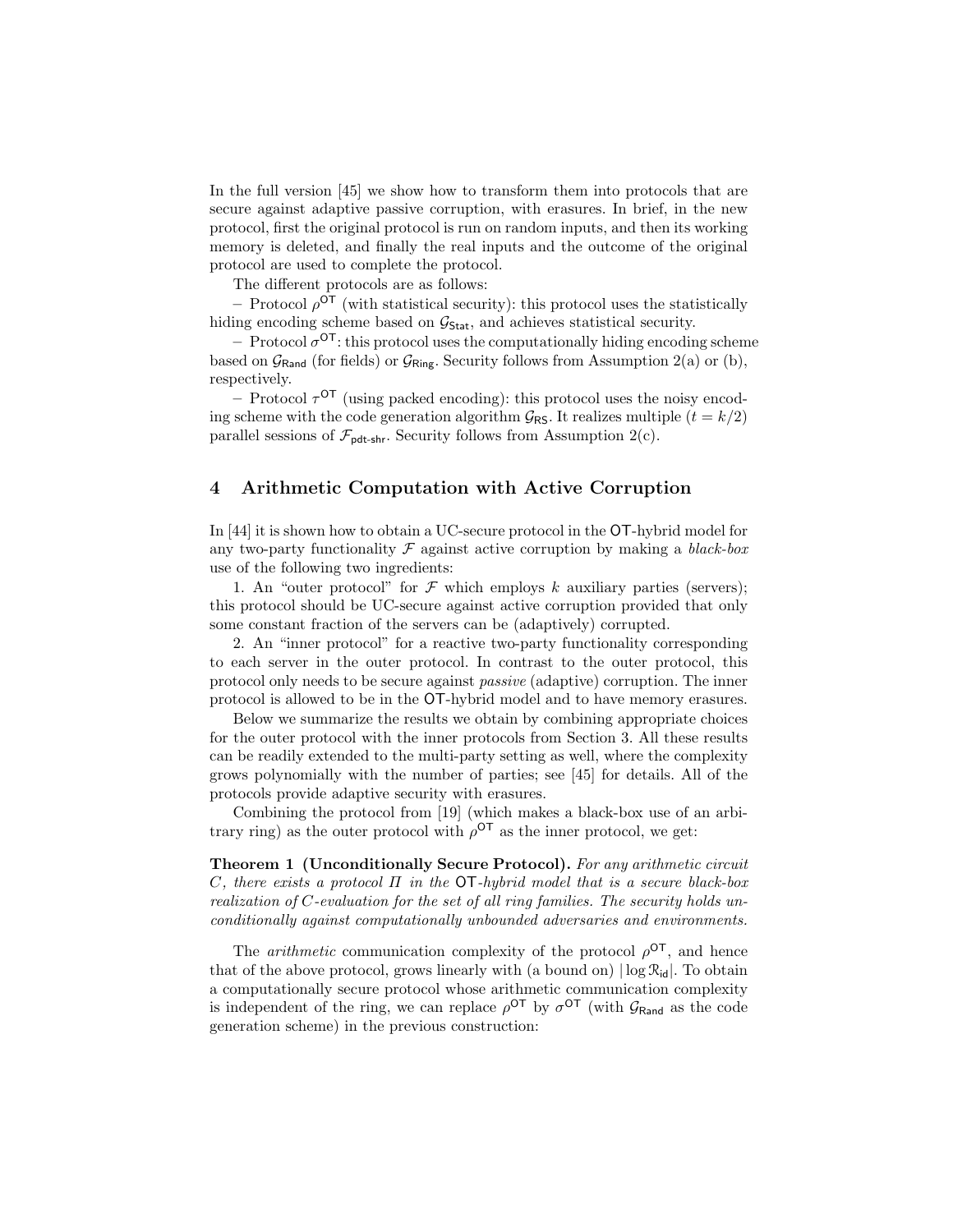In the full version [45] we show how to transform them into protocols that are secure against adaptive passive corruption, with erasures. In brief, in the new protocol, first the original protocol is run on random inputs, and then its working memory is deleted, and finally the real inputs and the outcome of the original protocol are used to complete the protocol.

The different protocols are as follows:

– Protocol $\rho^{\mathsf{OT}}$ (with statistical security): this protocol uses the statistically hiding encoding scheme based on $\mathcal{G}_{\mathsf{Stat}}$, and achieves statistical security.

– Protocol $\sigma^{\mathsf{OT}}$: this protocol uses the computationally hiding encoding scheme based on $\mathcal{G}_{\mathsf{Rand}}$ (for fields) or $\mathcal{G}_{\mathsf{Ring}}$. Security follows from Assumption 2(a) or (b), respectively.

– Protocol $\tau^{\mathsf{OT}}$ (using packed encoding): this protocol uses the noisy encoding scheme with the code generation algorithm $\mathcal{G}_{\mathsf{RS}}$. It realizes multiple ($t = k/2$) parallel sessions of $\mathcal{F}_{\mathsf{pdt\text{-}shr}}$. Security follows from Assumption 2(c).

## 4 Arithmetic Computation with Active Corruption

In [44] it is shown how to obtain a UC-secure protocol in the OT-hybrid model for any two-party functionality $\mathcal{F}$ against active corruption by making a *black-box* use of the following two ingredients:

1. An "outer protocol" for $\mathcal{F}$ which employs $k$ auxiliary parties (servers); this protocol should be UC-secure against active corruption provided that only some constant fraction of the servers can be (adaptively) corrupted.

2. An "inner protocol" for a reactive two-party functionality corresponding to each server in the outer protocol. In contrast to the outer protocol, this protocol only needs to be secure against *passive* (adaptive) corruption. The inner protocol is allowed to be in the OT-hybrid model and to have memory erasures.

Below we summarize the results we obtain by combining appropriate choices for the outer protocol with the inner protocols from Section 3. All these results can be readily extended to the multi-party setting as well, where the complexity grows polynomially with the number of parties; see [45] for details. All of the protocols provide adaptive security with erasures.

Combining the protocol from [19] (which makes a black-box use of an arbitrary ring) as the outer protocol with $\rho^{\mathsf{OT}}$ as the inner protocol, we get:

**Theorem 1 (Unconditionally Secure Protocol).** *For any arithmetic circuit $C$, there exists a protocol $\Pi$ in the* OT*-hybrid model that is a secure black-box realization of $C$-evaluation for the set of all ring families. The security holds unconditionally against computationally unbounded adversaries and environments.*

The *arithmetic* communication complexity of the protocol $\rho^{\mathsf{OT}}$, and hence that of the above protocol, grows linearly with (a bound on) $|\log \mathcal{R}_{\mathsf{id}}|$. To obtain a computationally secure protocol whose arithmetic communication complexity is independent of the ring, we can replace $\rho^{\mathsf{OT}}$ by $\sigma^{\mathsf{OT}}$ (with $\mathcal{G}_{\mathsf{Rand}}$ as the code generation scheme) in the previous construction: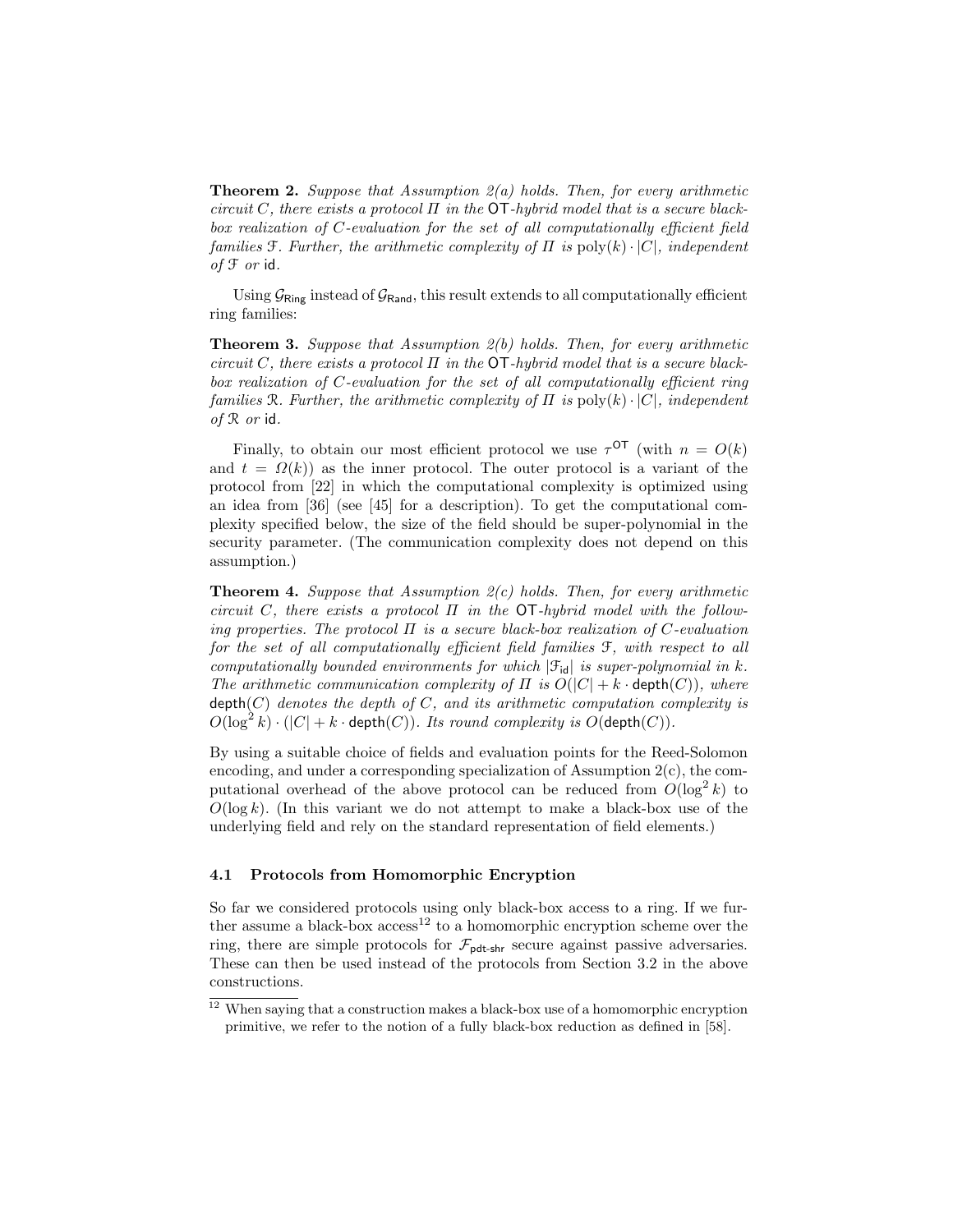**Theorem 2.** *Suppose that Assumption 2(a) holds. Then, for every arithmetic circuit $C$, there exists a protocol $\Pi$ in the* OT*-hybrid model that is a secure black-box realization of $C$-evaluation for the set of all computationally efficient field families $\mathcal{F}$. Further, the arithmetic complexity of $\Pi$ is $\mathrm{poly}(k) \cdot |C|$, independent of $\mathcal{F}$ or* id.

Using $\mathcal{G}_{\mathsf{Ring}}$ instead of $\mathcal{G}_{\mathsf{Rand}}$, this result extends to all computationally efficient ring families:

**Theorem 3.** *Suppose that Assumption 2(b) holds. Then, for every arithmetic circuit $C$, there exists a protocol $\Pi$ in the* OT*-hybrid model that is a secure black-box realization of $C$-evaluation for the set of all computationally efficient ring families $\mathcal{R}$. Further, the arithmetic complexity of $\Pi$ is $\mathrm{poly}(k) \cdot |C|$, independent of $\mathcal{R}$ or* id.

Finally, to obtain our most efficient protocol we use $\tau^{\mathsf{OT}}$ (with $n = O(k)$ and $t = \Omega(k)$) as the inner protocol. The outer protocol is a variant of the protocol from [22] in which the computational complexity is optimized using an idea from [36] (see [45] for a description). To get the computational complexity specified below, the size of the field should be super-polynomial in the security parameter. (The communication complexity does not depend on this assumption.)

**Theorem 4.** *Suppose that Assumption 2(c) holds. Then, for every arithmetic circuit $C$, there exists a protocol $\Pi$ in the* OT*-hybrid model with the following properties. The protocol $\Pi$ is a secure black-box realization of $C$-evaluation for the set of all computationally efficient field families $\mathcal{F}$, with respect to all computationally bounded environments for which $|\mathcal{F}_{\mathsf{id}}|$ is super-polynomial in $k$. The arithmetic communication complexity of $\Pi$ is $O(|C| + k \cdot \mathsf{depth}(C))$, where $\mathsf{depth}(C)$ denotes the depth of $C$, and its arithmetic computation complexity is $O(\log^2 k) \cdot (|C| + k \cdot \mathsf{depth}(C))$. Its round complexity is $O(\mathsf{depth}(C))$.*

By using a suitable choice of fields and evaluation points for the Reed-Solomon encoding, and under a corresponding specialization of Assumption 2(c), the computational overhead of the above protocol can be reduced from $O(\log^2 k)$ to $O(\log k)$. (In this variant we do not attempt to make a black-box use of the underlying field and rely on the standard representation of field elements.)

### 4.1 Protocols from Homomorphic Encryption

So far we considered protocols using only black-box access to a ring. If we further assume a black-box access[12] to a homomorphic encryption scheme over the ring, there are simple protocols for $\mathcal{F}_{\mathsf{pdt\text{-}shr}}$ secure against passive adversaries. These can then be used instead of the protocols from Section 3.2 in the above constructions.

[12] When saying that a construction makes a black-box use of a homomorphic encryption primitive, we refer to the notion of a fully black-box reduction as defined in [58].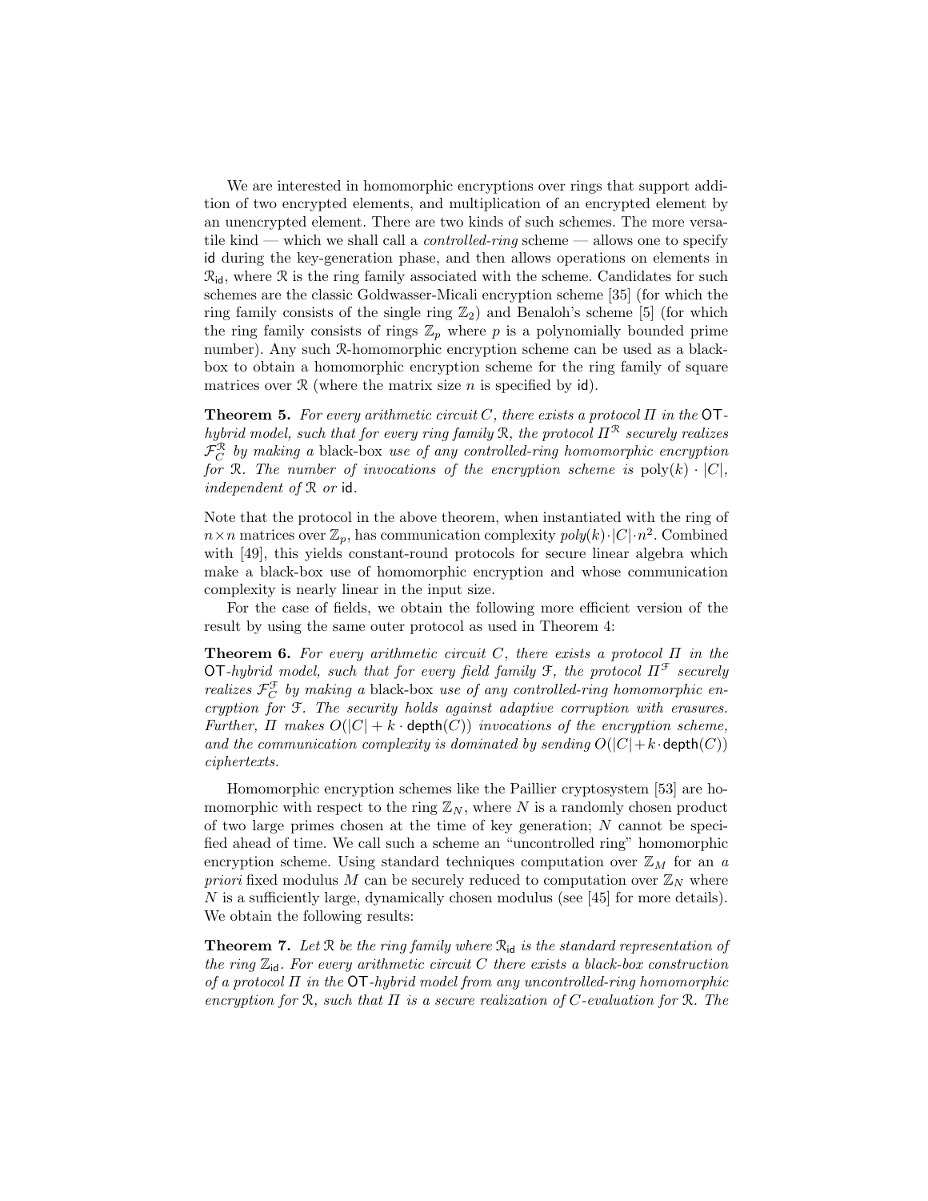We are interested in homomorphic encryptions over rings that support addition of two encrypted elements, and multiplication of an encrypted element by an unencrypted element. There are two kinds of such schemes. The more versatile kind — which we shall call a *controlled-ring* scheme — allows one to specify id during the key-generation phase, and then allows operations on elements in $\mathcal{R}_{\mathsf{id}}$, where $\mathcal{R}$ is the ring family associated with the scheme. Candidates for such schemes are the classic Goldwasser-Micali encryption scheme [35] (for which the ring family consists of the single ring $\mathbb{Z}_2$) and Benaloh's scheme [5] (for which the ring family consists of rings $\mathbb{Z}_p$ where $p$ is a polynomially bounded prime number). Any such $\mathcal{R}$-homomorphic encryption scheme can be used as a black-box to obtain a homomorphic encryption scheme for the ring family of square matrices over $\mathcal{R}$ (where the matrix size $n$ is specified by id).

**Theorem 5.** *For every arithmetic circuit $C$, there exists a protocol $\Pi$ in the* OT*-hybrid model, such that for every ring family $\mathcal{R}$, the protocol $\Pi^{\mathcal{R}}$ securely realizes $\mathcal{F}_C^{\mathcal{R}}$ by making a* black-box *use of any controlled-ring homomorphic encryption for $\mathcal{R}$. The number of invocations of the encryption scheme is $\mathrm{poly}(k) \cdot |C|$, independent of $\mathcal{R}$ or* id*.*

Note that the protocol in the above theorem, when instantiated with the ring of $n \times n$ matrices over $\mathbb{Z}_p$, has communication complexity $poly(k) \cdot |C| \cdot n^2$. Combined with [49], this yields constant-round protocols for secure linear algebra which make a black-box use of homomorphic encryption and whose communication complexity is nearly linear in the input size.

For the case of fields, we obtain the following more efficient version of the result by using the same outer protocol as used in Theorem 4:

**Theorem 6.** *For every arithmetic circuit $C$, there exists a protocol $\Pi$ in the* OT*-hybrid model, such that for every field family $\mathcal{F}$, the protocol $\Pi^{\mathcal{F}}$ securely realizes $\mathcal{F}_C^{\mathcal{F}}$ by making a* black-box *use of any controlled-ring homomorphic encryption for $\mathcal{F}$. The security holds against adaptive corruption with erasures. Further, $\Pi$ makes $O(|C| + k \cdot \mathsf{depth}(C))$ invocations of the encryption scheme, and the communication complexity is dominated by sending $O(|C|+k \cdot \mathsf{depth}(C))$ ciphertexts.*

Homomorphic encryption schemes like the Paillier cryptosystem [53] are homomorphic with respect to the ring $\mathbb{Z}_N$, where $N$ is a randomly chosen product of two large primes chosen at the time of key generation; $N$ cannot be specified ahead of time. We call such a scheme an "uncontrolled ring" homomorphic encryption scheme. Using standard techniques computation over $\mathbb{Z}_M$ for an *a priori* fixed modulus $M$ can be securely reduced to computation over $\mathbb{Z}_N$ where $N$ is a sufficiently large, dynamically chosen modulus (see [45] for more details). We obtain the following results:

**Theorem 7.** *Let $\mathcal{R}$ be the ring family where $\mathcal{R}_{\mathsf{id}}$ is the standard representation of the ring $\mathbb{Z}_{\mathsf{id}}$. For every arithmetic circuit $C$ there exists a black-box construction of a protocol $\Pi$ in the* OT*-hybrid model from any uncontrolled-ring homomorphic encryption for $\mathcal{R}$, such that $\Pi$ is a secure realization of $C$-evaluation for $\mathcal{R}$. The*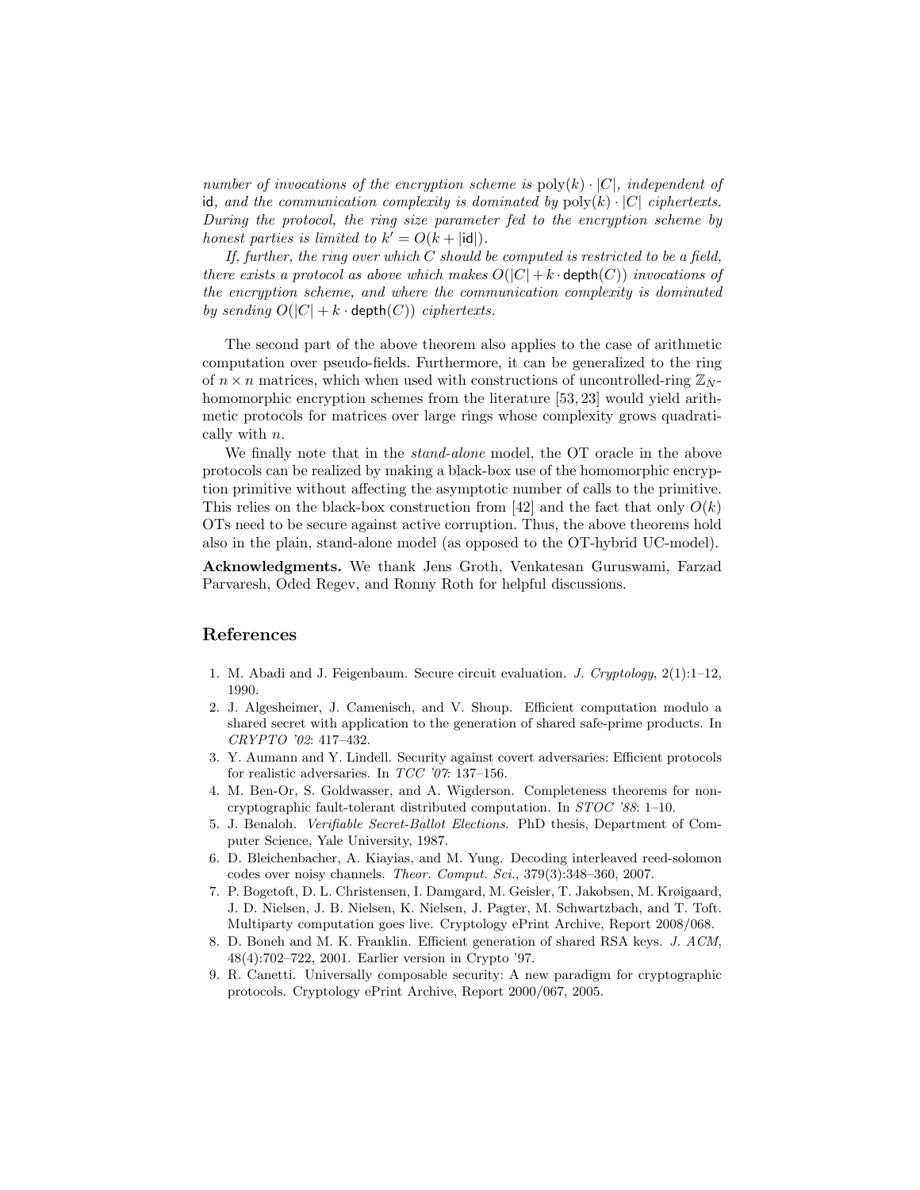*number of invocations of the encryption scheme is* $\text{poly}(k) \cdot |C|$*, independent of* $\mathsf{id}$*, and the communication complexity is dominated by* $\text{poly}(k) \cdot |C|$ *ciphertexts. During the protocol, the ring size parameter fed to the encryption scheme by honest parties is limited to* $k' = O(k + |\mathsf{id}|)$*.*

*If, further, the ring over which* $C$ *should be computed is restricted to be a field, there exists a protocol as above which makes* $O(|C| + k \cdot \mathsf{depth}(C))$ *invocations of the encryption scheme, and where the communication complexity is dominated by sending* $O(|C| + k \cdot \mathsf{depth}(C))$ *ciphertexts.*

The second part of the above theorem also applies to the case of arithmetic computation over pseudo-fields. Furthermore, it can be generalized to the ring of $n \times n$ matrices, which when used with constructions of uncontrolled-ring $\mathbb{Z}_N$-homomorphic encryption schemes from the literature [53, 23] would yield arithmetic protocols for matrices over large rings whose complexity grows quadratically with $n$.

We finally note that in the *stand-alone* model, the OT oracle in the above protocols can be realized by making a black-box use of the homomorphic encryption primitive without affecting the asymptotic number of calls to the primitive. This relies on the black-box construction from [42] and the fact that only $O(k)$ OTs need to be secure against active corruption. Thus, the above theorems hold also in the plain, stand-alone model (as opposed to the OT-hybrid UC-model).

**Acknowledgments.** We thank Jens Groth, Venkatesan Guruswami, Farzad Parvaresh, Oded Regev, and Ronny Roth for helpful discussions.

## References

1. M. Abadi and J. Feigenbaum. Secure circuit evaluation. *J. Cryptology*, 2(1):1–12, 1990.
2. J. Algesheimer, J. Camenisch, and V. Shoup. Efficient computation modulo a shared secret with application to the generation of shared safe-prime products. In *CRYPTO '02*: 417–432.
3. Y. Aumann and Y. Lindell. Security against covert adversaries: Efficient protocols for realistic adversaries. In *TCC '07*: 137–156.
4. M. Ben-Or, S. Goldwasser, and A. Wigderson. Completeness theorems for non-cryptographic fault-tolerant distributed computation. In *STOC '88*: 1–10.
5. J. Benaloh. *Verifiable Secret-Ballot Elections*. PhD thesis, Department of Computer Science, Yale University, 1987.
6. D. Bleichenbacher, A. Kiayias, and M. Yung. Decoding interleaved reed-solomon codes over noisy channels. *Theor. Comput. Sci.*, 379(3):348–360, 2007.
7. P. Bogetoft, D. L. Christensen, I. Damgard, M. Geisler, T. Jakobsen, M. Krøigaard, J. D. Nielsen, J. B. Nielsen, K. Nielsen, J. Pagter, M. Schwartzbach, and T. Toft. Multiparty computation goes live. Cryptology ePrint Archive, Report 2008/068.
8. D. Boneh and M. K. Franklin. Efficient generation of shared RSA keys. *J. ACM*, 48(4):702–722, 2001. Earlier version in Crypto '97.
9. R. Canetti. Universally composable security: A new paradigm for cryptographic protocols. Cryptology ePrint Archive, Report 2000/067, 2005.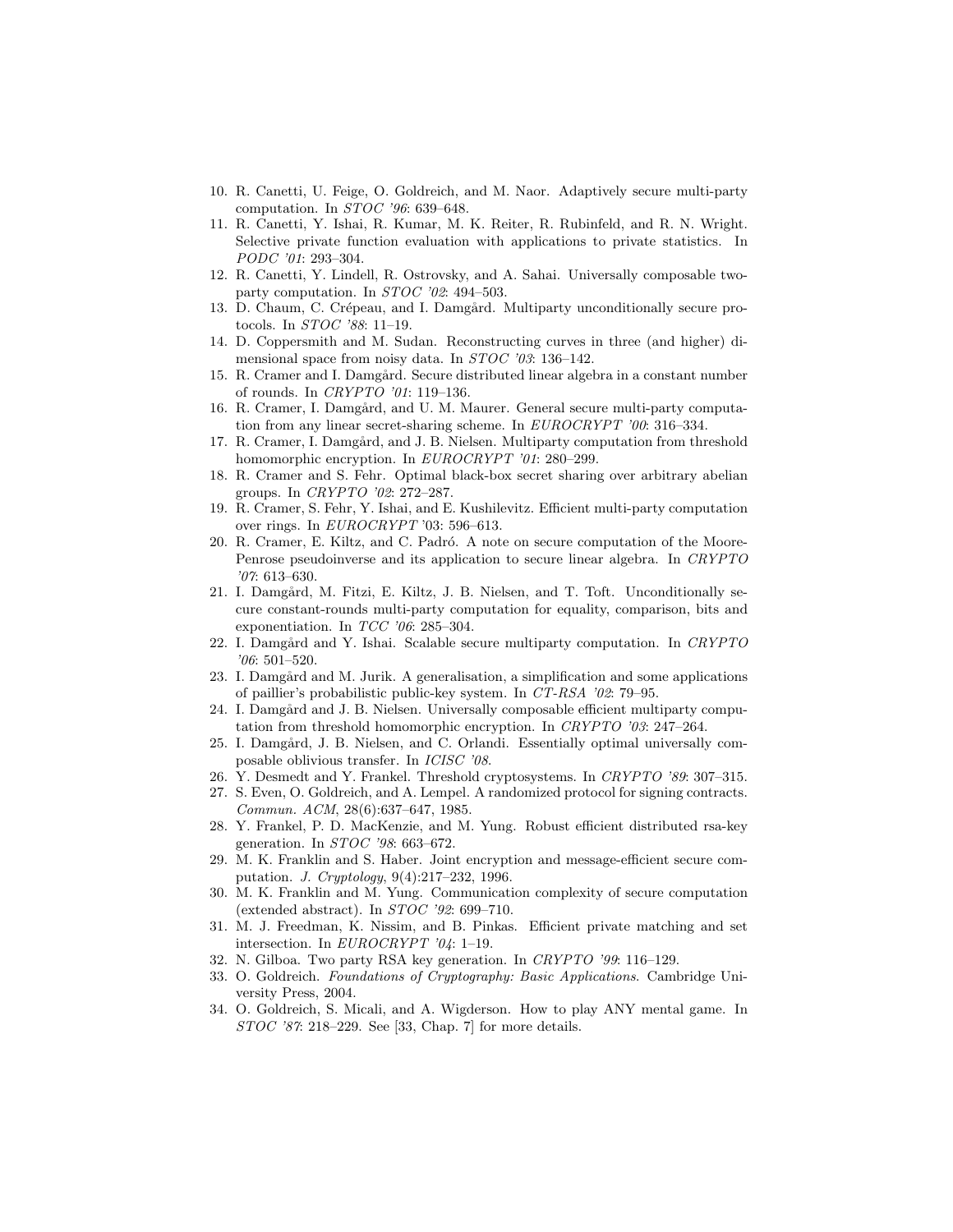10. R. Canetti, U. Feige, O. Goldreich, and M. Naor. Adaptively secure multi-party computation. In *STOC '96*: 639–648.
11. R. Canetti, Y. Ishai, R. Kumar, M. K. Reiter, R. Rubinfeld, and R. N. Wright. Selective private function evaluation with applications to private statistics. In *PODC '01*: 293–304.
12. R. Canetti, Y. Lindell, R. Ostrovsky, and A. Sahai. Universally composable two-party computation. In *STOC '02*: 494–503.
13. D. Chaum, C. Crépeau, and I. Damgård. Multiparty unconditionally secure protocols. In *STOC '88*: 11–19.
14. D. Coppersmith and M. Sudan. Reconstructing curves in three (and higher) dimensional space from noisy data. In *STOC '03*: 136–142.
15. R. Cramer and I. Damgård. Secure distributed linear algebra in a constant number of rounds. In *CRYPTO '01*: 119–136.
16. R. Cramer, I. Damgård, and U. M. Maurer. General secure multi-party computation from any linear secret-sharing scheme. In *EUROCRYPT '00*: 316–334.
17. R. Cramer, I. Damgård, and J. B. Nielsen. Multiparty computation from threshold homomorphic encryption. In *EUROCRYPT '01*: 280–299.
18. R. Cramer and S. Fehr. Optimal black-box secret sharing over arbitrary abelian groups. In *CRYPTO '02*: 272–287.
19. R. Cramer, S. Fehr, Y. Ishai, and E. Kushilevitz. Efficient multi-party computation over rings. In *EUROCRYPT* '03: 596–613.
20. R. Cramer, E. Kiltz, and C. Padró. A note on secure computation of the Moore-Penrose pseudoinverse and its application to secure linear algebra. In *CRYPTO '07*: 613–630.
21. I. Damgård, M. Fitzi, E. Kiltz, J. B. Nielsen, and T. Toft. Unconditionally secure constant-rounds multi-party computation for equality, comparison, bits and exponentiation. In *TCC '06*: 285–304.
22. I. Damgård and Y. Ishai. Scalable secure multiparty computation. In *CRYPTO '06*: 501–520.
23. I. Damgård and M. Jurik. A generalisation, a simplification and some applications of paillier's probabilistic public-key system. In *CT-RSA '02*: 79–95.
24. I. Damgård and J. B. Nielsen. Universally composable efficient multiparty computation from threshold homomorphic encryption. In *CRYPTO '03*: 247–264.
25. I. Damgård, J. B. Nielsen, and C. Orlandi. Essentially optimal universally composable oblivious transfer. In *ICISC '08*.
26. Y. Desmedt and Y. Frankel. Threshold cryptosystems. In *CRYPTO '89*: 307–315.
27. S. Even, O. Goldreich, and A. Lempel. A randomized protocol for signing contracts. *Commun. ACM*, 28(6):637–647, 1985.
28. Y. Frankel, P. D. MacKenzie, and M. Yung. Robust efficient distributed rsa-key generation. In *STOC '98*: 663–672.
29. M. K. Franklin and S. Haber. Joint encryption and message-efficient secure computation. *J. Cryptology*, 9(4):217–232, 1996.
30. M. K. Franklin and M. Yung. Communication complexity of secure computation (extended abstract). In *STOC '92*: 699–710.
31. M. J. Freedman, K. Nissim, and B. Pinkas. Efficient private matching and set intersection. In *EUROCRYPT '04*: 1–19.
32. N. Gilboa. Two party RSA key generation. In *CRYPTO '99*: 116–129.
33. O. Goldreich. *Foundations of Cryptography: Basic Applications*. Cambridge University Press, 2004.
34. O. Goldreich, S. Micali, and A. Wigderson. How to play ANY mental game. In *STOC '87*: 218–229. See [33, Chap. 7] for more details.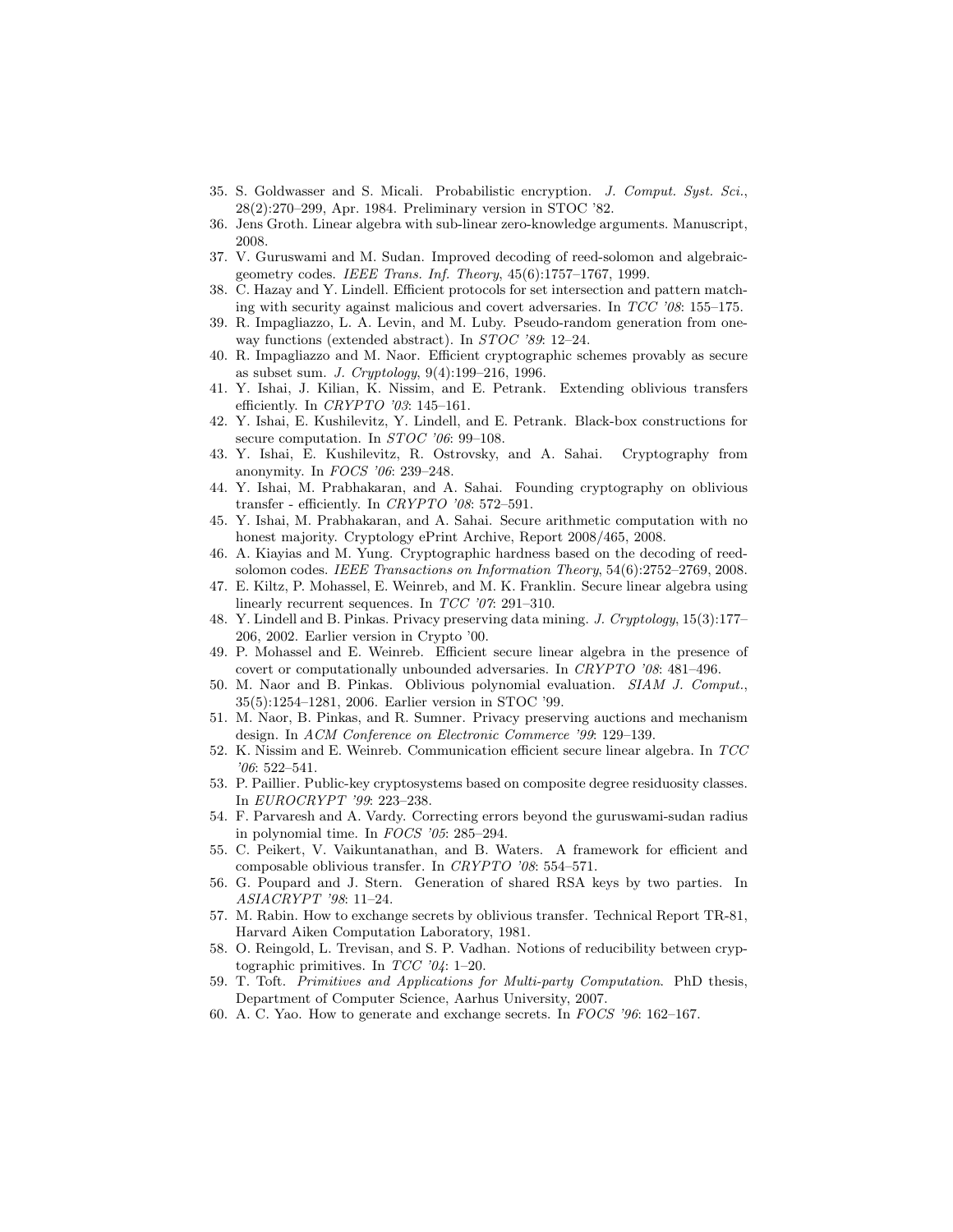35. S. Goldwasser and S. Micali. Probabilistic encryption. *J. Comput. Syst. Sci.*, 28(2):270–299, Apr. 1984. Preliminary version in STOC '82.
36. Jens Groth. Linear algebra with sub-linear zero-knowledge arguments. Manuscript, 2008.
37. V. Guruswami and M. Sudan. Improved decoding of reed-solomon and algebraic-geometry codes. *IEEE Trans. Inf. Theory*, 45(6):1757–1767, 1999.
38. C. Hazay and Y. Lindell. Efficient protocols for set intersection and pattern matching with security against malicious and covert adversaries. In *TCC '08*: 155–175.
39. R. Impagliazzo, L. A. Levin, and M. Luby. Pseudo-random generation from one-way functions (extended abstract). In *STOC '89*: 12–24.
40. R. Impagliazzo and M. Naor. Efficient cryptographic schemes provably as secure as subset sum. *J. Cryptology*, 9(4):199–216, 1996.
41. Y. Ishai, J. Kilian, K. Nissim, and E. Petrank. Extending oblivious transfers efficiently. In *CRYPTO '03*: 145–161.
42. Y. Ishai, E. Kushilevitz, Y. Lindell, and E. Petrank. Black-box constructions for secure computation. In *STOC '06*: 99–108.
43. Y. Ishai, E. Kushilevitz, R. Ostrovsky, and A. Sahai. Cryptography from anonymity. In *FOCS '06*: 239–248.
44. Y. Ishai, M. Prabhakaran, and A. Sahai. Founding cryptography on oblivious transfer - efficiently. In *CRYPTO '08*: 572–591.
45. Y. Ishai, M. Prabhakaran, and A. Sahai. Secure arithmetic computation with no honest majority. Cryptology ePrint Archive, Report 2008/465, 2008.
46. A. Kiayias and M. Yung. Cryptographic hardness based on the decoding of reed-solomon codes. *IEEE Transactions on Information Theory*, 54(6):2752–2769, 2008.
47. E. Kiltz, P. Mohassel, E. Weinreb, and M. K. Franklin. Secure linear algebra using linearly recurrent sequences. In *TCC '07*: 291–310.
48. Y. Lindell and B. Pinkas. Privacy preserving data mining. *J. Cryptology*, 15(3):177–206, 2002. Earlier version in Crypto '00.
49. P. Mohassel and E. Weinreb. Efficient secure linear algebra in the presence of covert or computationally unbounded adversaries. In *CRYPTO '08*: 481–496.
50. M. Naor and B. Pinkas. Oblivious polynomial evaluation. *SIAM J. Comput.*, 35(5):1254–1281, 2006. Earlier version in STOC '99.
51. M. Naor, B. Pinkas, and R. Sumner. Privacy preserving auctions and mechanism design. In *ACM Conference on Electronic Commerce '99*: 129–139.
52. K. Nissim and E. Weinreb. Communication efficient secure linear algebra. In *TCC '06*: 522–541.
53. P. Paillier. Public-key cryptosystems based on composite degree residuosity classes. In *EUROCRYPT '99*: 223–238.
54. F. Parvaresh and A. Vardy. Correcting errors beyond the guruswami-sudan radius in polynomial time. In *FOCS '05*: 285–294.
55. C. Peikert, V. Vaikuntanathan, and B. Waters. A framework for efficient and composable oblivious transfer. In *CRYPTO '08*: 554–571.
56. G. Poupard and J. Stern. Generation of shared RSA keys by two parties. In *ASIACRYPT '98*: 11–24.
57. M. Rabin. How to exchange secrets by oblivious transfer. Technical Report TR-81, Harvard Aiken Computation Laboratory, 1981.
58. O. Reingold, L. Trevisan, and S. P. Vadhan. Notions of reducibility between cryptographic primitives. In *TCC '04*: 1–20.
59. T. Toft. *Primitives and Applications for Multi-party Computation*. PhD thesis, Department of Computer Science, Aarhus University, 2007.
60. A. C. Yao. How to generate and exchange secrets. In *FOCS '96*: 162–167.